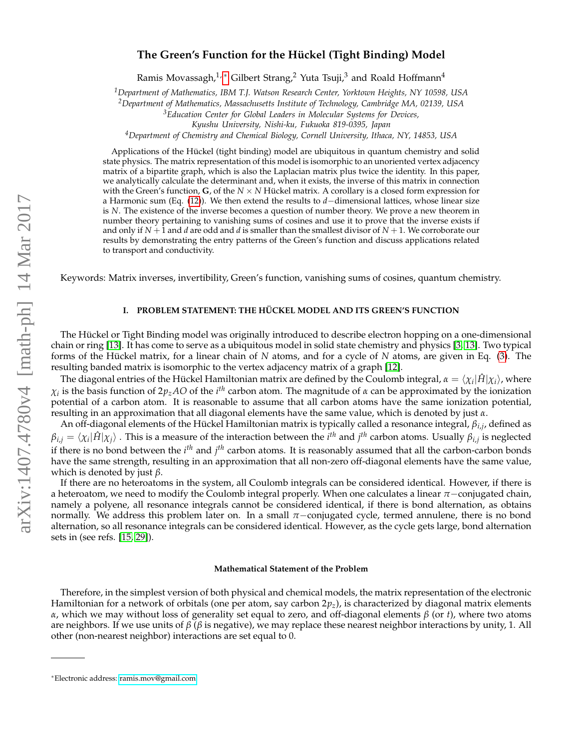# The Green's Function for the Hückel (Tight Binding) Model

Ramis Movassagh,[1,*] Gilbert Strang,[2] Yuta Tsuji,[3] and Roald Hoffmann[4]

[1]*Department of Mathematics, IBM T.J. Watson Research Center, Yorktown Heights, NY 10598, USA*
[2]*Department of Mathematics, Massachusetts Institute of Technology, Cambridge MA, 02139, USA*
[3]*Education Center for Global Leaders in Molecular Systems for Devices, Kyushu University, Nishi-ku, Fukuoka 819-0395, Japan*
[4]*Department of Chemistry and Chemical Biology, Cornell University, Ithaca, NY, 14853, USA*

Applications of the Hückel (tight binding) model are ubiquitous in quantum chemistry and solid state physics. The matrix representation of this model is isomorphic to an unoriented vertex adjacency matrix of a bipartite graph, which is also the Laplacian matrix plus twice the identity. In this paper, we analytically calculate the determinant and, when it exists, the inverse of this matrix in connection with the Green's function, $\mathbf{G}$, of the $N \times N$ Hückel matrix. A corollary is a closed form expression for a Harmonic sum (Eq. (12)). We then extend the results to $d-$dimensional lattices, whose linear size is $N$. The existence of the inverse becomes a question of number theory. We prove a new theorem in number theory pertaining to vanishing sums of cosines and use it to prove that the inverse exists if and only if $N+1$ and $d$ are odd and $d$ is smaller than the smallest divisor of $N+1$. We corroborate our results by demonstrating the entry patterns of the Green's function and discuss applications related to transport and conductivity.

Keywords: Matrix inverses, invertibility, Green's function, vanishing sums of cosines, quantum chemistry.

## I. PROBLEM STATEMENT: THE HÜCKEL MODEL AND ITS GREEN'S FUNCTION

The Hückel or Tight Binding model was originally introduced to describe electron hopping on a one-dimensional chain or ring [13]. It has come to serve as a ubiquitous model in solid state chemistry and physics [3, 13]. Two typical forms of the Hückel matrix, for a linear chain of $N$ atoms, and for a cycle of $N$ atoms, are given in Eq. (3). The resulting banded matrix is isomorphic to the vertex adjacency matrix of a graph [12].

The diagonal entries of the Hückel Hamiltonian matrix are defined by the Coulomb integral, $\alpha = \langle \chi_i | \hat{H} | \chi_i \rangle$, where $\chi_i$ is the basis function of $2p_z AO$ of the $i^{th}$ carbon atom. The magnitude of $\alpha$ can be approximated by the ionization potential of a carbon atom. It is reasonable to assume that all carbon atoms have the same ionization potential, resulting in an approximation that all diagonal elements have the same value, which is denoted by just $\alpha$.

An off-diagonal elements of the Hückel Hamiltonian matrix is typically called a resonance integral, $\beta_{i,j}$, defined as $\beta_{i,j} = \langle \chi_i | \hat{H} | \chi_j \rangle$ . This is a measure of the interaction between the $i^{th}$ and $j^{th}$ carbon atoms. Usually $\beta_{i,j}$ is neglected if there is no bond between the $i^{th}$ and $j^{th}$ carbon atoms. It is reasonably assumed that all the carbon-carbon bonds have the same strength, resulting in an approximation that all non-zero off-diagonal elements have the same value, which is denoted by just $\beta$.

If there are no heteroatoms in the system, all Coulomb integrals can be considered identical. However, if there is a heteroatom, we need to modify the Coulomb integral properly. When one calculates a linear $\pi-$conjugated chain, namely a polyene, all resonance integrals cannot be considered identical, if there is bond alternation, as obtains normally. We address this problem later on. In a small $\pi-$conjugated cycle, termed annulene, there is no bond alternation, so all resonance integrals can be considered identical. However, as the cycle gets large, bond alternation sets in (see refs. [15, 29]).

#### Mathematical Statement of the Problem

Therefore, in the simplest version of both physical and chemical models, the matrix representation of the electronic Hamiltonian for a network of orbitals (one per atom, say carbon $2p_z$), is characterized by diagonal matrix elements $\alpha$, which we may without loss of generality set equal to zero, and off-diagonal elements $\beta$ (or $t$), where two atoms are neighbors. If we use units of $\beta$ ($\beta$ is negative), we may replace these nearest neighbor interactions by unity, 1. All other (non-nearest neighbor) interactions are set equal to 0.

---

*Electronic address: ramis.mov@gmail.com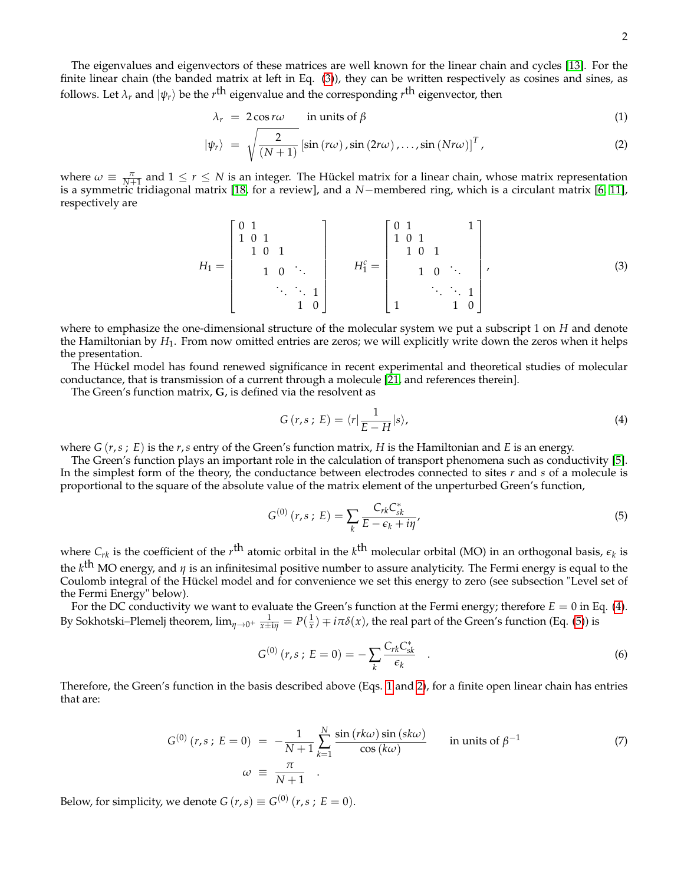The eigenvalues and eigenvectors of these matrices are well known for the linear chain and cycles [13]. For the finite linear chain (the banded matrix at left in Eq. (3)), they can be written respectively as cosines and sines, as follows. Let $\lambda_r$ and $|\psi_r\rangle$ be the $r^{\text{th}}$ eigenvalue and the corresponding $r^{\text{th}}$ eigenvector, then

$$\lambda_r = 2\cos r\omega \qquad \text{in units of } \beta \tag{1}$$

$$|\psi_r\rangle = \sqrt{\frac{2}{(N+1)}}\left[\sin(r\omega), \sin(2r\omega), \ldots, \sin(Nr\omega)\right]^T, \tag{2}$$

where $\omega \equiv \frac{\pi}{N+1}$ and $1 \leq r \leq N$ is an integer. The Hückel matrix for a linear chain, whose matrix representation is a symmetric tridiagonal matrix [18, for a review], and a $N-$membered ring, which is a circulant matrix [6, 11], respectively are

$$H_1 = \begin{bmatrix} 0 & 1 & & & & \\ 1 & 0 & 1 & & & \\ & 1 & 0 & 1 & & \\ & & 1 & 0 & \ddots & \\ & & & \ddots & \ddots & 1 \\ & & & & 1 & 0 \end{bmatrix} \qquad H_1^c = \begin{bmatrix} 0 & 1 & & & & 1 \\ 1 & 0 & 1 & & & \\ & 1 & 0 & 1 & & \\ & & 1 & 0 & \ddots & \\ & & & \ddots & \ddots & 1 \\ 1 & & & & 1 & 0 \end{bmatrix}, \tag{3}$$

where to emphasize the one-dimensional structure of the molecular system we put a subscript 1 on $H$ and denote the Hamiltonian by $H_1$. From now omitted entries are zeros; we will explicitly write down the zeros when it helps the presentation.

The Hückel model has found renewed significance in recent experimental and theoretical studies of molecular conductance, that is transmission of a current through a molecule [21, and references therein].

The Green's function matrix, $\mathbf{G}$, is defined via the resolvent as

$$G(r,s\,;\,E) = \langle r|\frac{1}{E-H}|s\rangle, \tag{4}$$

where $G(r,s\,;\,E)$ is the $r,s$ entry of the Green's function matrix, $H$ is the Hamiltonian and $E$ is an energy.

The Green's function plays an important role in the calculation of transport phenomena such as conductivity [5]. In the simplest form of the theory, the conductance between electrodes connected to sites $r$ and $s$ of a molecule is proportional to the square of the absolute value of the matrix element of the unperturbed Green's function,

$$G^{(0)}(r,s\,;\,E) = \sum_k \frac{C_{rk}C_{sk}^*}{E-\epsilon_k+i\eta}, \tag{5}$$

where $C_{rk}$ is the coefficient of the $r^{\text{th}}$ atomic orbital in the $k^{\text{th}}$ molecular orbital (MO) in an orthogonal basis, $\epsilon_k$ is the $k^{\text{th}}$ MO energy, and $\eta$ is an infinitesimal positive number to assure analyticity. The Fermi energy is equal to the Coulomb integral of the Hückel model and for convenience we set this energy to zero (see subsection "Level set of the Fermi Energy" below).

For the DC conductivity we want to evaluate the Green's function at the Fermi energy; therefore $E = 0$ in Eq. (4). By Sokhotski–Plemelj theorem, $\lim_{\eta\to 0^+}\frac{1}{x\pm i\eta} = P(\frac{1}{x}) \mp i\pi\delta(x)$, the real part of the Green's function (Eq. (5)) is

$$G^{(0)}(r,s\,;\,E=0) = -\sum_k \frac{C_{rk}C_{sk}^*}{\epsilon_k} \quad . \tag{6}$$

Therefore, the Green's function in the basis described above (Eqs. 1 and 2), for a finite open linear chain has entries that are:

$$\begin{aligned} G^{(0)}(r,s\,;\,E=0) &= -\frac{1}{N+1}\sum_{k=1}^{N}\frac{\sin(rk\omega)\sin(sk\omega)}{\cos(k\omega)} \qquad \text{in units of } \beta^{-1} \\ \omega &\equiv \frac{\pi}{N+1} \quad . \end{aligned} \tag{7}$$

Below, for simplicity, we denote $G(r,s) \equiv G^{(0)}(r,s\,;\,E=0)$.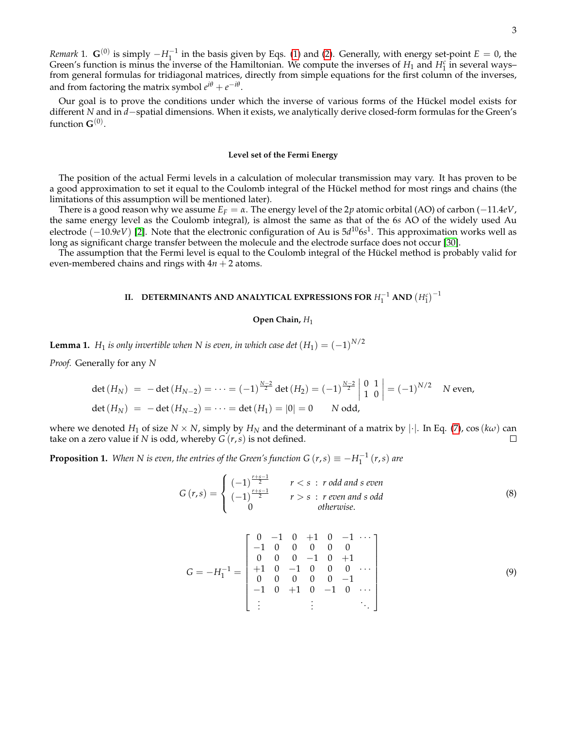*Remark* 1. $\mathbf{G}^{(0)}$ is simply $-H_1^{-1}$ in the basis given by Eqs. (1) and (2). Generally, with energy set-point $E = 0$, the Green's function is minus the inverse of the Hamiltonian. We compute the inverses of $H_1$ and $H_1^c$ in several ways– from general formulas for tridiagonal matrices, directly from simple equations for the first column of the inverses, and from factoring the matrix symbol $e^{i\theta} + e^{-i\theta}$.

Our goal is to prove the conditions under which the inverse of various forms of the Hückel model exists for different $N$ and in $d-$spatial dimensions. When it exists, we analytically derive closed-form formulas for the Green's function $\mathbf{G}^{(0)}$.

### Level set of the Fermi Energy

The position of the actual Fermi levels in a calculation of molecular transmission may vary. It has proven to be a good approximation to set it equal to the Coulomb integral of the Hückel method for most rings and chains (the limitations of this assumption will be mentioned later).

There is a good reason why we assume $E_F = \alpha$. The energy level of the $2p$ atomic orbital (AO) of carbon ($-11.4eV$, the same energy level as the Coulomb integral), is almost the same as that of the $6s$ AO of the widely used Au electrode ($-10.9eV$) [2]. Note that the electronic configuration of Au is $5d^{10}6s^1$. This approximation works well as long as significant charge transfer between the molecule and the electrode surface does not occur [30].

The assumption that the Fermi level is equal to the Coulomb integral of the Hückel method is probably valid for even-membered chains and rings with $4n + 2$ atoms.

## II. DETERMINANTS AND ANALYTICAL EXPRESSIONS FOR $H_1^{-1}$ AND $\left(H_1^c\right)^{-1}$

### Open Chain, $H_1$

**Lemma 1.** *$H_1$ is only invertible when N is even, in which case det $(H_1) = (-1)^{N/2}$*

*Proof.* Generally for any $N$

$$
\begin{aligned}
\det(H_N) &= -\det(H_{N-2}) = \cdots = (-1)^{\frac{N-2}{2}} \det(H_2) = (-1)^{\frac{N-2}{2}} \begin{vmatrix} 0 & 1 \\ 1 & 0 \end{vmatrix} = (-1)^{N/2} \quad N \text{ even}, \\
\det(H_N) &= -\det(H_{N-2}) = \cdots = \det(H_1) = |0| = 0 \qquad N \text{ odd},
\end{aligned}
$$

where we denoted $H_1$ of size $N \times N$, simply by $H_N$ and the determinant of a matrix by $|\cdot|$. In Eq. (7), $\cos(k\omega)$ can take on a zero value if $N$ is odd, whereby $G(r,s)$ is not defined. ∎

**Proposition 1.** *When N is even, the entries of the Green's function $G(r,s) \equiv -H_1^{-1}(r,s)$ are*

$$
G(r,s) = \begin{cases} (-1)^{\frac{r+s-1}{2}} & r < s \ : \ r \text{ odd and } s \text{ even} \\ (-1)^{\frac{r+s-1}{2}} & r > s \ : \ r \text{ even and } s \text{ odd} \\ 0 & \text{otherwise.} \end{cases} \tag{8}
$$

$$
G = -H_1^{-1} = \begin{bmatrix} 0 & -1 & 0 & +1 & 0 & -1 & \cdots \\ -1 & 0 & 0 & 0 & 0 & 0 & \\ 0 & 0 & 0 & -1 & 0 & +1 & \\ +1 & 0 & -1 & 0 & 0 & 0 & \cdots \\ 0 & 0 & 0 & 0 & 0 & -1 & \\ -1 & 0 & +1 & 0 & -1 & 0 & \cdots \\ \vdots & & & \vdots & & & \ddots \end{bmatrix} \tag{9}
$$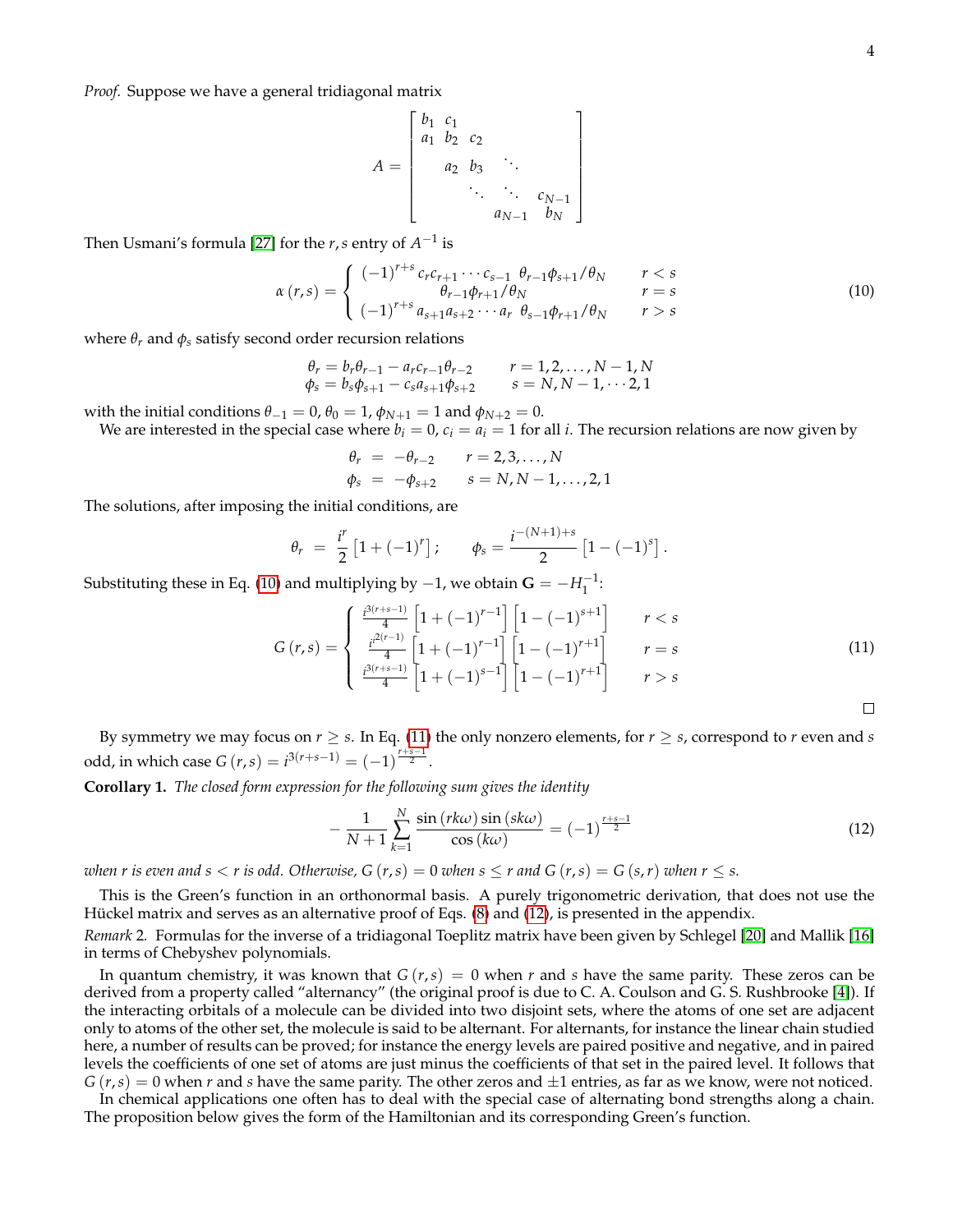*Proof.* Suppose we have a general tridiagonal matrix

$$A = \begin{bmatrix} b_1 & c_1 & & & \\ a_1 & b_2 & c_2 & & \\ & a_2 & b_3 & \ddots & \\ & & \ddots & \ddots & c_{N-1} \\ & & & a_{N-1} & b_N \end{bmatrix}$$

Then Usmani's formula [27] for the $r, s$ entry of $A^{-1}$ is

$$\alpha(r,s) = \begin{cases} (-1)^{r+s} c_r c_{r+1} \cdots c_{s-1} \; \theta_{r-1}\phi_{s+1}/\theta_N & r < s \\ \theta_{r-1}\phi_{r+1}/\theta_N & r = s \\ (-1)^{r+s} a_{s+1}a_{s+2} \cdots a_r \; \theta_{s-1}\phi_{r+1}/\theta_N & r > s \end{cases} \tag{10}$$

where $\theta_r$ and $\phi_s$ satisfy second order recursion relations

$$\begin{aligned} \theta_r &= b_r\theta_{r-1} - a_r c_{r-1}\theta_{r-2} \qquad & r = 1, 2, \ldots, N-1, N \\ \phi_s &= b_s\phi_{s+1} - c_s a_{s+1}\phi_{s+2} \qquad & s = N, N-1, \cdots 2, 1 \end{aligned}$$

with the initial conditions $\theta_{-1} = 0$, $\theta_0 = 1$, $\phi_{N+1} = 1$ and $\phi_{N+2} = 0$.

We are interested in the special case where $b_i = 0$, $c_i = a_i = 1$ for all $i$. The recursion relations are now given by

$$\begin{aligned} \theta_r &= -\theta_{r-2} \qquad & r = 2, 3, \ldots, N \\ \phi_s &= -\phi_{s+2} \qquad & s = N, N-1, \ldots, 2, 1 \end{aligned}$$

The solutions, after imposing the initial conditions, are

$$\theta_r = \frac{i^r}{2}\left[1 + (-1)^r\right]; \qquad \phi_s = \frac{i^{-(N+1)+s}}{2}\left[1 - (-1)^s\right].$$

Substituting these in Eq. (10) and multiplying by $-1$, we obtain $\mathbf{G} = -H_1^{-1}$:

$$G(r,s) = \begin{cases} \frac{i^{3(r+s-1)}}{4}\left[1 + (-1)^{r-1}\right]\left[1 - (-1)^{s+1}\right] & r < s \\ \frac{i^{2(r-1)}}{4}\left[1 + (-1)^{r-1}\right]\left[1 - (-1)^{r+1}\right] & r = s \\ \frac{i^{3(r+s-1)}}{4}\left[1 + (-1)^{s-1}\right]\left[1 - (-1)^{r+1}\right] & r > s \end{cases} \tag{11}$$

□

By symmetry we may focus on $r \geq s$. In Eq. (11) the only nonzero elements, for $r \geq s$, correspond to $r$ even and $s$ odd, in which case $G(r,s) = i^{3(r+s-1)} = (-1)^{\frac{r+s-1}{2}}$.

**Corollary 1.** *The closed form expression for the following sum gives the identity*

$$-\frac{1}{N+1}\sum_{k=1}^{N} \frac{\sin(rk\omega)\sin(sk\omega)}{\cos(k\omega)} = (-1)^{\frac{r+s-1}{2}} \tag{12}$$

*when $r$ is even and $s < r$ is odd. Otherwise, $G(r,s) = 0$ when $s \leq r$ and $G(r,s) = G(s,r)$ when $r \leq s$.*

This is the Green's function in an orthonormal basis. A purely trigonometric derivation, that does not use the Hückel matrix and serves as an alternative proof of Eqs. (8) and (12), is presented in the appendix.

*Remark 2.* Formulas for the inverse of a tridiagonal Toeplitz matrix have been given by Schlegel [20] and Mallik [16] in terms of Chebyshev polynomials.

In quantum chemistry, it was known that $G(r,s) = 0$ when $r$ and $s$ have the same parity. These zeros can be derived from a property called "alternancy" (the original proof is due to C. A. Coulson and G. S. Rushbrooke [4]). If the interacting orbitals of a molecule can be divided into two disjoint sets, where the atoms of one set are adjacent only to atoms of the other set, the molecule is said to be alternant. For alternants, for instance the linear chain studied here, a number of results can be proved; for instance the energy levels are paired positive and negative, and in paired levels the coefficients of one set of atoms are just minus the coefficients of that set in the paired level. It follows that $G(r,s) = 0$ when $r$ and $s$ have the same parity. The other zeros and $\pm 1$ entries, as far as we know, were not noticed.

In chemical applications one often has to deal with the special case of alternating bond strengths along a chain. The proposition below gives the form of the Hamiltonian and its corresponding Green's function.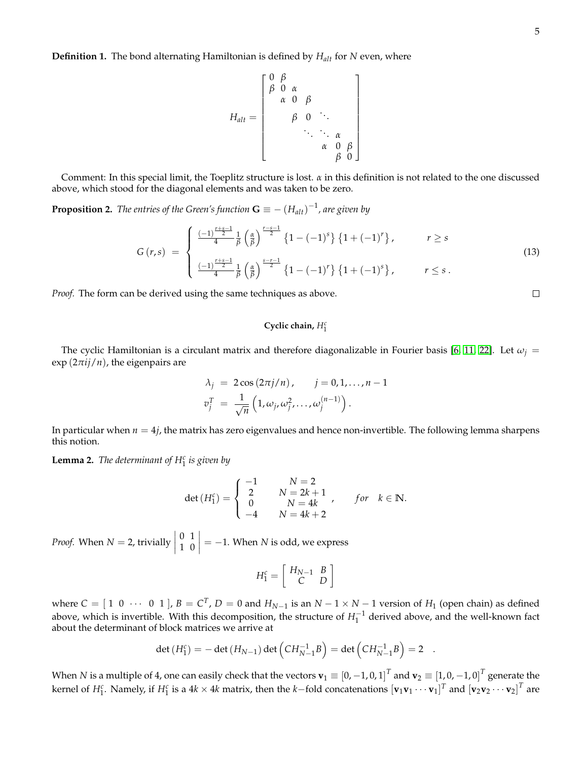**Definition 1.** The bond alternating Hamiltonian is defined by $H_{alt}$ for $N$ even, where

$$
H_{alt} = \begin{bmatrix}
0 & \beta & & & & & \\
\beta & 0 & \alpha & & & & \\
 & \alpha & 0 & \beta & & & \\
 & & \beta & 0 & \ddots & & \\
 & & & \ddots & \ddots & \alpha & \\
 & & & & \alpha & 0 & \beta \\
 & & & & & \beta & 0
\end{bmatrix}
$$

Comment: In this special limit, the Toeplitz structure is lost. $\alpha$ in this definition is not related to the one discussed above, which stood for the diagonal elements and was taken to be zero.

**Proposition 2.** *The entries of the Green's function* $\mathbf{G} \equiv -\left(H_{alt}\right)^{-1}$*, are given by*

$$
G\left(r,s\right) \;=\; \begin{cases}
\frac{(-1)^{\frac{r+s-1}{2}}}{4}\frac{1}{\beta}\left(\frac{\alpha}{\beta}\right)^{\frac{r-s-1}{2}}\left\{1-(-1)^{s}\right\}\left\{1+(-1)^{r}\right\}, & r \geq s \\
\frac{(-1)^{\frac{r+s-1}{2}}}{4}\frac{1}{\beta}\left(\frac{\alpha}{\beta}\right)^{\frac{s-r-1}{2}}\left\{1-(-1)^{r}\right\}\left\{1+(-1)^{s}\right\}, & r \leq s \,.
\end{cases} \tag{13}
$$

*Proof.* The form can be derived using the same techniques as above. □

### Cyclic chain, $H_1^c$

The cyclic Hamiltonian is a circulant matrix and therefore diagonalizable in Fourier basis [6, 11, 22]. Let $\omega_j = \exp\left(2\pi i j/n\right)$, the eigenpairs are

$$
\begin{aligned}
\lambda_j &= 2\cos\left(2\pi j/n\right), \qquad j = 0,1,\ldots,n-1 \\
v_j^T &= \frac{1}{\sqrt{n}}\left(1,\omega_j,\omega_j^2,\ldots,\omega_j^{(n-1)}\right).
\end{aligned}
$$

In particular when $n = 4j$, the matrix has zero eigenvalues and hence non-invertible. The following lemma sharpens this notion.

**Lemma 2.** *The determinant of* $H_1^c$ *is given by*

$$
\det\left(H_1^c\right) = \begin{cases}
-1 & N = 2 \\
2 & N = 2k+1 \\
0 & N = 4k \\
-4 & N = 4k+2
\end{cases}, \qquad for \quad k \in \mathbb{N}.
$$

*Proof.* When $N = 2$, trivially $\begin{vmatrix} 0 & 1 \\ 1 & 0 \end{vmatrix} = -1$. When $N$ is odd, we express

$$
H_1^c = \begin{bmatrix} H_{N-1} & B \\ C & D \end{bmatrix}
$$

where $C = [\,1 \;\; 0 \;\; \cdots \;\; 0 \;\; 1\,]$, $B = C^T$, $D = 0$ and $H_{N-1}$ is an $N-1 \times N-1$ version of $H_1$ (open chain) as defined above, which is invertible. With this decomposition, the structure of $H_1^{-1}$ derived above, and the well-known fact about the determinant of block matrices we arrive at

$$
\det\left(H_1^c\right) = -\det\left(H_{N-1}\right)\det\left(CH_{N-1}^{-1}B\right) = \det\left(CH_{N-1}^{-1}B\right) = 2 \quad .
$$

When $N$ is a multiple of 4, one can easily check that the vectors $\mathbf{v}_1 \equiv [0,-1,0,1]^T$ and $\mathbf{v}_2 \equiv [1,0,-1,0]^T$ generate the kernel of $H_1^c$. Namely, if $H_1^c$ is a $4k \times 4k$ matrix, then the $k-$fold concatenations $[\mathbf{v}_1\mathbf{v}_1\cdots\mathbf{v}_1]^T$ and $[\mathbf{v}_2\mathbf{v}_2\cdots\mathbf{v}_2]^T$ are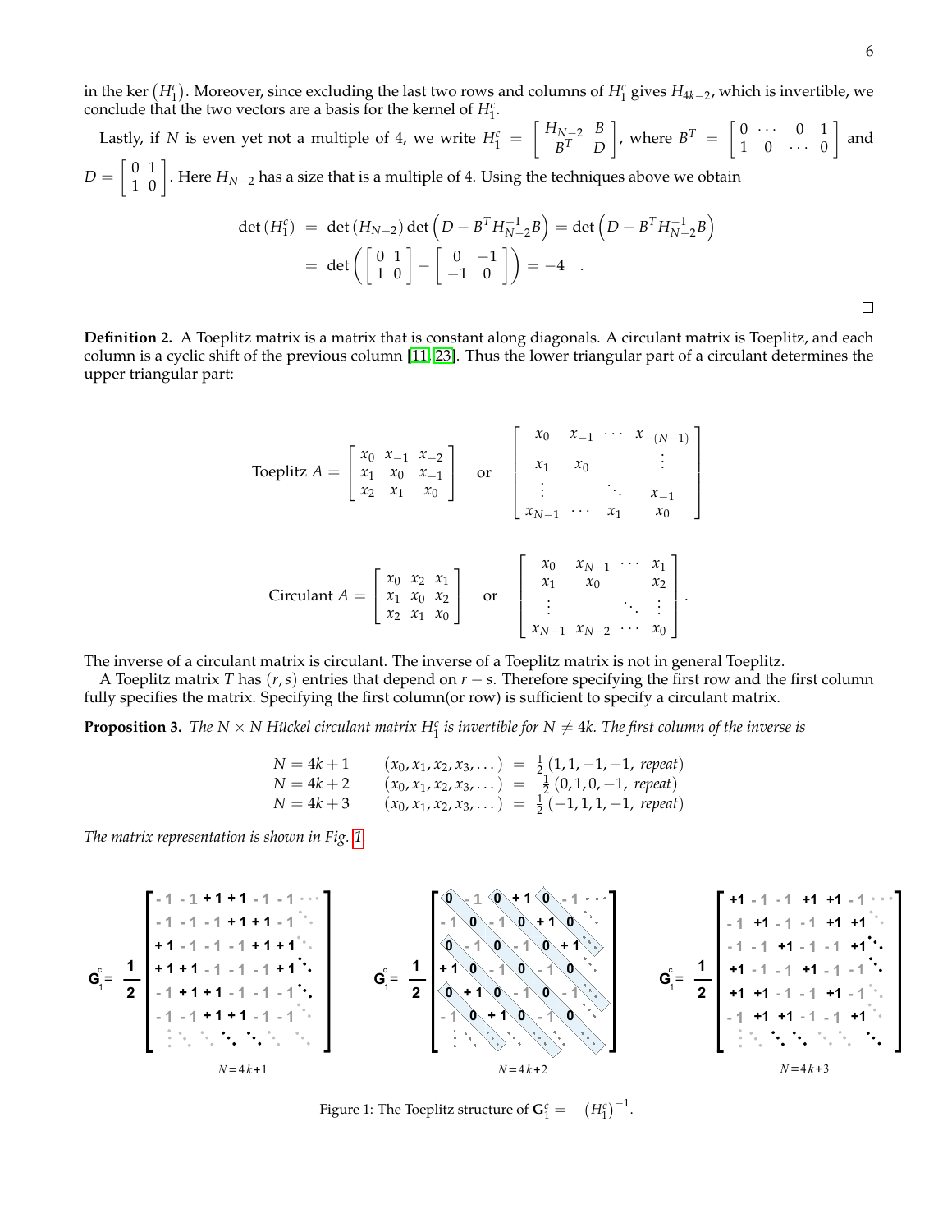in the ker $(H_1^c)$. Moreover, since excluding the last two rows and columns of $H_1^c$ gives $H_{4k-2}$, which is invertible, we conclude that the two vectors are a basis for the kernel of $H_1^c$.

Lastly, if $N$ is even yet not a multiple of 4, we write $H_1^c = \begin{bmatrix} H_{N-2} & B \\ B^T & D \end{bmatrix}$, where $B^T = \begin{bmatrix} 0 & \cdots & 0 & 1 \\ 1 & 0 & \cdots & 0 \end{bmatrix}$ and $D = \begin{bmatrix} 0 & 1 \\ 1 & 0 \end{bmatrix}$. Here $H_{N-2}$ has a size that is a multiple of 4. Using the techniques above we obtain

$$\begin{aligned}
\det(H_1^c) &= \det(H_{N-2}) \det\left(D - B^T H_{N-2}^{-1} B\right) = \det\left(D - B^T H_{N-2}^{-1} B\right) \\
&= \det\left(\begin{bmatrix} 0 & 1 \\ 1 & 0 \end{bmatrix} - \begin{bmatrix} 0 & -1 \\ -1 & 0 \end{bmatrix}\right) = -4 \quad .
\end{aligned}$$

□

**Definition 2.** A Toeplitz matrix is a matrix that is constant along diagonals. A circulant matrix is Toeplitz, and each column is a cyclic shift of the previous column [11, 23]. Thus the lower triangular part of a circulant determines the upper triangular part:

$$\text{Toeplitz } A = \begin{bmatrix} x_0 & x_{-1} & x_{-2} \\ x_1 & x_0 & x_{-1} \\ x_2 & x_1 & x_0 \end{bmatrix} \quad \text{or} \quad \begin{bmatrix} x_0 & x_{-1} & \cdots & x_{-(N-1)} \\ x_1 & x_0 & & \vdots \\ \vdots & & \ddots & x_{-1} \\ x_{N-1} & \cdots & x_1 & x_0 \end{bmatrix}$$

$$\text{Circulant } A = \begin{bmatrix} x_0 & x_2 & x_1 \\ x_1 & x_0 & x_2 \\ x_2 & x_1 & x_0 \end{bmatrix} \quad \text{or} \quad \begin{bmatrix} x_0 & x_{N-1} & \cdots & x_1 \\ x_1 & x_0 & & x_2 \\ \vdots & & \ddots & \vdots \\ x_{N-1} & x_{N-2} & \cdots & x_0 \end{bmatrix}.$$

The inverse of a circulant matrix is circulant. The inverse of a Toeplitz matrix is not in general Toeplitz.

A Toeplitz matrix $T$ has $(r, s)$ entries that depend on $r - s$. Therefore specifying the first row and the first column fully specifies the matrix. Specifying the first column(or row) is sufficient to specify a circulant matrix.

**Proposition 3.** *The $N \times N$ Hückel circulant matrix $H_1^c$ is invertible for $N \neq 4k$. The first column of the inverse is*

$$\begin{aligned}
N = 4k+1 \qquad (x_0, x_1, x_2, x_3, \ldots) &= \tfrac{1}{2}(1, 1, -1, -1, \textit{ repeat}) \\
N = 4k+2 \qquad (x_0, x_1, x_2, x_3, \ldots) &= \tfrac{1}{2}(0, 1, 0, -1, \textit{ repeat}) \\
N = 4k+3 \qquad (x_0, x_1, x_2, x_3, \ldots) &= \tfrac{1}{2}(-1, 1, 1, -1, \textit{ repeat})
\end{aligned}$$

*The matrix representation is shown in Fig. 1.*

$$\mathbf{G}_1^c = \frac{1}{2}\begin{bmatrix} -1 & -1 & +1 & +1 & -1 & -1 & \cdots \\ -1 & -1 & -1 & +1 & +1 & -1 & \ddots \\ +1 & -1 & -1 & -1 & +1 & +1 & \ddots \\ +1 & +1 & -1 & -1 & -1 & +1 & \ddots \\ -1 & +1 & +1 & -1 & -1 & -1 & \ddots \\ -1 & -1 & +1 & +1 & -1 & -1 & \ddots \\ \vdots & \ddots & \ddots & \ddots & \ddots & \ddots & \ddots \end{bmatrix} \quad N=4k+1$$

$$\mathbf{G}_1^c = \frac{1}{2}\begin{bmatrix} 0 & -1 & 0 & +1 & 0 & -1 & \cdots \\ -1 & 0 & -1 & 0 & +1 & 0 & \ddots \\ 0 & -1 & 0 & -1 & 0 & +1 & \ddots \\ +1 & 0 & -1 & 0 & -1 & 0 & \ddots \\ 0 & +1 & 0 & -1 & 0 & -1 & \ddots \\ -1 & 0 & +1 & 0 & -1 & 0 & \ddots \\ \vdots & \ddots & \ddots & \ddots & \ddots & \ddots & \ddots \end{bmatrix} \quad N=4k+2$$

$$\mathbf{G}_1^c = \frac{1}{2}\begin{bmatrix} +1 & -1 & -1 & +1 & +1 & -1 & \cdots \\ -1 & +1 & -1 & -1 & +1 & +1 & \ddots \\ -1 & -1 & +1 & -1 & -1 & +1 & \ddots \\ +1 & -1 & -1 & +1 & -1 & -1 & \ddots \\ +1 & +1 & -1 & -1 & +1 & -1 & \ddots \\ -1 & +1 & +1 & -1 & -1 & +1 & \ddots \\ \vdots & \ddots & \ddots & \ddots & \ddots & \ddots & \ddots \end{bmatrix} \quad N=4k+3$$

Figure 1: The Toeplitz structure of $\mathbf{G}_1^c = -\left(H_1^c\right)^{-1}$.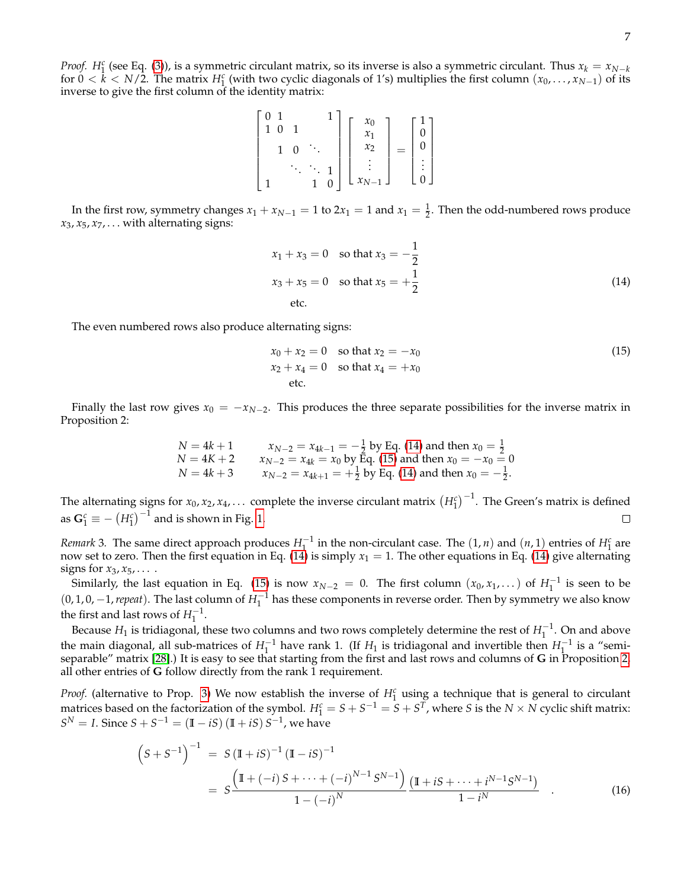*Proof.* $H_1^c$ (see Eq. (3)), is a symmetric circulant matrix, so its inverse is also a symmetric circulant. Thus $x_k = x_{N-k}$ for $0 < k < N/2$. The matrix $H_1^c$ (with two cyclic diagonals of 1's) multiplies the first column $(x_0, \ldots, x_{N-1})$ of its inverse to give the first column of the identity matrix:

$$
\begin{bmatrix} 0 & 1 & & & 1 \\ 1 & 0 & 1 & & \\ & 1 & 0 & \ddots & \\ & & \ddots & \ddots & 1 \\ 1 & & & 1 & 0 \end{bmatrix}
\begin{bmatrix} x_0 \\ x_1 \\ x_2 \\ \vdots \\ x_{N-1} \end{bmatrix}
=
\begin{bmatrix} 1 \\ 0 \\ 0 \\ \vdots \\ 0 \end{bmatrix}
$$

In the first row, symmetry changes $x_1 + x_{N-1} = 1$ to $2x_1 = 1$ and $x_1 = \frac{1}{2}$. Then the odd-numbered rows produce $x_3, x_5, x_7, \ldots$ with alternating signs:

$$
\begin{aligned}
x_1 + x_3 = 0 \quad & \text{so that } x_3 = -\frac{1}{2} \\
x_3 + x_5 = 0 \quad & \text{so that } x_5 = +\frac{1}{2} \\
\text{etc.} \quad &
\end{aligned}
\tag{14}
$$

The even numbered rows also produce alternating signs:

$$
\begin{aligned}
x_0 + x_2 = 0 \quad & \text{so that } x_2 = -x_0 \\
x_2 + x_4 = 0 \quad & \text{so that } x_4 = +x_0 \\
\text{etc.} \quad &
\end{aligned}
\tag{15}
$$

Finally the last row gives $x_0 = -x_{N-2}$. This produces the three separate possibilities for the inverse matrix in Proposition 2:

$$
\begin{array}{ll}
N = 4k+1 & x_{N-2} = x_{4k-1} = -\frac{1}{2} \text{ by Eq. (14) and then } x_0 = \frac{1}{2} \\
N = 4K+2 & x_{N-2} = x_{4k} = x_0 \text{ by Eq. (15) and then } x_0 = -x_0 = 0 \\
N = 4k+3 & x_{N-2} = x_{4k+1} = +\frac{1}{2} \text{ by Eq. (14) and then } x_0 = -\frac{1}{2}.
\end{array}
$$

The alternating signs for $x_0, x_2, x_4, \ldots$ complete the inverse circulant matrix $\left(H_1^c\right)^{-1}$. The Green's matrix is defined as $\mathbf{G}_1^c \equiv -\left(H_1^c\right)^{-1}$ and is shown in Fig. 1. □

*Remark* 3. The same direct approach produces $H_1^{-1}$ in the non-circulant case. The $(1, n)$ and $(n, 1)$ entries of $H_1^c$ are now set to zero. Then the first equation in Eq. (14) is simply $x_1 = 1$. The other equations in Eq. (14) give alternating signs for $x_3, x_5, \ldots$ .

Similarly, the last equation in Eq. (15) is now $x_{N-2} = 0$. The first column $(x_0, x_1, \ldots)$ of $H_1^{-1}$ is seen to be $(0, 1, 0, -1, \textit{repeat})$. The last column of $H_1^{-1}$ has these components in reverse order. Then by symmetry we also know the first and last rows of $H_1^{-1}$.

Because $H_1$ is tridiagonal, these two columns and two rows completely determine the rest of $H_1^{-1}$. On and above the main diagonal, all sub-matrices of $H_1^{-1}$ have rank 1. (If $H_1$ is tridiagonal and invertible then $H_1^{-1}$ is a "semi-separable" matrix [28].) It is easy to see that starting from the first and last rows and columns of $\mathbf{G}$ in Proposition 2, all other entries of $\mathbf{G}$ follow directly from the rank 1 requirement.

*Proof.* (alternative to Prop. 3) We now establish the inverse of $H_1^c$ using a technique that is general to circulant matrices based on the factorization of the symbol. $H_1^c = S + S^{-1} = S + S^T$, where $S$ is the $N \times N$ cyclic shift matrix: $S^N = I$. Since $S + S^{-1} = (\mathbb{I} - iS)(\mathbb{I} + iS)S^{-1}$, we have

$$
\begin{aligned}
\left(S + S^{-1}\right)^{-1} &= S\left(\mathbb{I} + iS\right)^{-1}\left(\mathbb{I} - iS\right)^{-1} \\
&= S \frac{\left(\mathbb{I} + (-i)S + \cdots + (-i)^{N-1}S^{N-1}\right)}{1 - (-i)^N} \frac{\left(\mathbb{I} + iS + \cdots + i^{N-1}S^{N-1}\right)}{1 - i^N} \quad .
\end{aligned}
\tag{16}
$$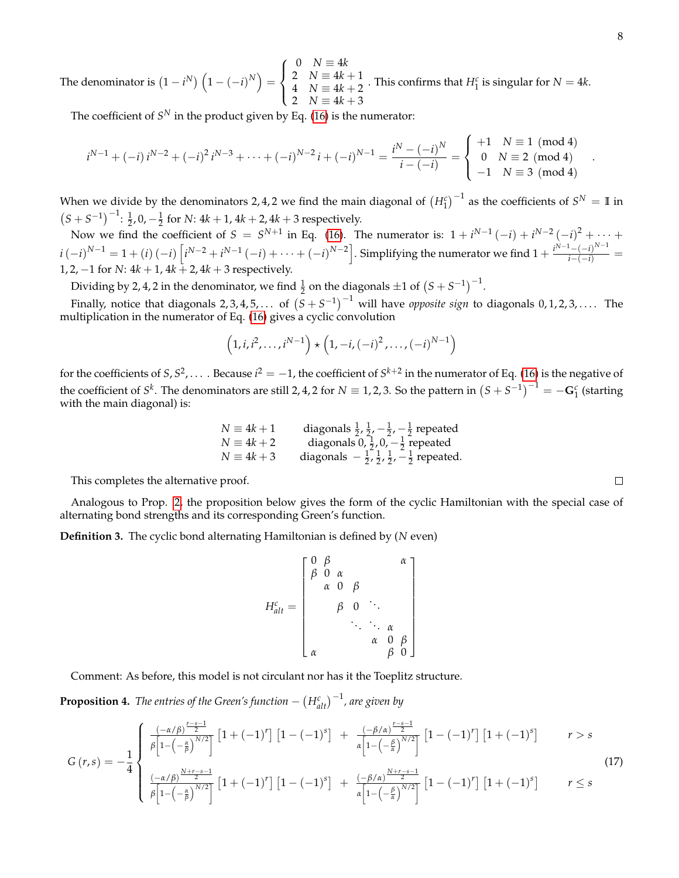The denominator is $\left(1-i^{N}\right)\left(1-(-i)^{N}\right)=\begin{cases}0 & N\equiv 4k\\ 2 & N\equiv 4k+1\\ 4 & N\equiv 4k+2\\ 2 & N\equiv 4k+3\end{cases}$. This confirms that $H_1^c$ is singular for $N=4k$.

The coefficient of $S^N$ in the product given by Eq. (16) is the numerator:

$$
i^{N-1}+(-i)\,i^{N-2}+(-i)^2\,i^{N-3}+\cdots+(-i)^{N-2}\,i+(-i)^{N-1}=\frac{i^N-(-i)^N}{i-(-i)}=\begin{cases}+1 & N\equiv 1 \pmod 4\\ 0 & N\equiv 2 \pmod 4\\ -1 & N\equiv 3 \pmod 4\end{cases}.
$$

When we divide by the denominators $2,4,2$ we find the main diagonal of $\left(H_1^c\right)^{-1}$ as the coefficients of $S^N=\mathbb{I}$ in $\left(S+S^{-1}\right)^{-1}$: $\frac{1}{2},0,-\frac{1}{2}$ for $N$: $4k+1$, $4k+2$, $4k+3$ respectively.

Now we find the coefficient of $S=S^{N+1}$ in Eq. (16). The numerator is: $1+i^{N-1}(-i)+i^{N-2}(-i)^2+\cdots+i\,(-i)^{N-1}=1+(i)(-i)\left[i^{N-2}+i^{N-1}(-i)+\cdots+(-i)^{N-2}\right]$. Simplifying the numerator we find $1+\frac{i^{N-1}-(-i)^{N-1}}{i-(-i)}=1,2,-1$ for $N$: $4k+1$, $4k+2$, $4k+3$ respectively.

Dividing by $2,4,2$ in the denominator, we find $\frac{1}{2}$ on the diagonals $\pm 1$ of $\left(S+S^{-1}\right)^{-1}$.

Finally, notice that diagonals $2,3,4,5,\ldots$ of $\left(S+S^{-1}\right)^{-1}$ will have *opposite sign* to diagonals $0,1,2,3,\ldots$. The multiplication in the numerator of Eq. (16) gives a cyclic convolution

$$
\left(1,i,i^2,\ldots,i^{N-1}\right)\star\left(1,-i,(-i)^2,\ldots,(-i)^{N-1}\right)
$$

for the coefficients of $S,S^2,\ldots$. Because $i^2=-1$, the coefficient of $S^{k+2}$ in the numerator of Eq. (16) is the negative of the coefficient of $S^k$. The denominators are still $2,4,2$ for $N\equiv 1,2,3$. So the pattern in $\left(S+S^{-1}\right)^{-1}=-\mathbf{G}_1^c$ (starting with the main diagonal) is:

$$
\begin{array}{ll}
N\equiv 4k+1 & \text{diagonals } \frac{1}{2},\frac{1}{2},-\frac{1}{2},-\frac{1}{2} \text{ repeated}\\
N\equiv 4k+2 & \text{diagonals } 0,\frac{1}{2},0,-\frac{1}{2} \text{ repeated}\\
N\equiv 4k+3 & \text{diagonals } -\frac{1}{2},\frac{1}{2},\frac{1}{2},-\frac{1}{2} \text{ repeated.}
\end{array}
$$

This completes the alternative proof. □

Analogous to Prop. 2, the proposition below gives the form of the cyclic Hamiltonian with the special case of alternating bond strengths and its corresponding Green's function.

**Definition 3.** The cyclic bond alternating Hamiltonian is defined by ($N$ even)

$$
H_{alt}^c=\begin{bmatrix}
0 & \beta & & & & & \alpha\\
\beta & 0 & \alpha & & & & \\
 & \alpha & 0 & \beta & & & \\
 & & \beta & 0 & \ddots & & \\
 & & & \ddots & \ddots & \alpha & \\
 & & & & \alpha & 0 & \beta\\
\alpha & & & & & \beta & 0
\end{bmatrix}
$$

Comment: As before, this model is not circulant nor has it the Toeplitz structure.

**Proposition 4.** *The entries of the Green's function* $-\left(H_{alt}^c\right)^{-1}$, *are given by*

$$
G(r,s)=-\frac{1}{4}\begin{cases}
\dfrac{(-\alpha/\beta)^{\frac{r-s-1}{2}}}{\beta\left[1-\left(-\frac{\alpha}{\beta}\right)^{N/2}\right]}\left[1+(-1)^r\right]\left[1-(-1)^s\right]+\dfrac{(-\beta/\alpha)^{\frac{r-s-1}{2}}}{\alpha\left[1-\left(-\frac{\beta}{\alpha}\right)^{N/2}\right]}\left[1-(-1)^r\right]\left[1+(-1)^s\right] & r>s\\[2ex]
\dfrac{(-\alpha/\beta)^{\frac{N+r-s-1}{2}}}{\beta\left[1-\left(-\frac{\alpha}{\beta}\right)^{N/2}\right]}\left[1+(-1)^r\right]\left[1-(-1)^s\right]+\dfrac{(-\beta/\alpha)^{\frac{N+r-s-1}{2}}}{\alpha\left[1-\left(-\frac{\beta}{\alpha}\right)^{N/2}\right]}\left[1-(-1)^r\right]\left[1+(-1)^s\right] & r\le s
\end{cases}
\tag{17}
$$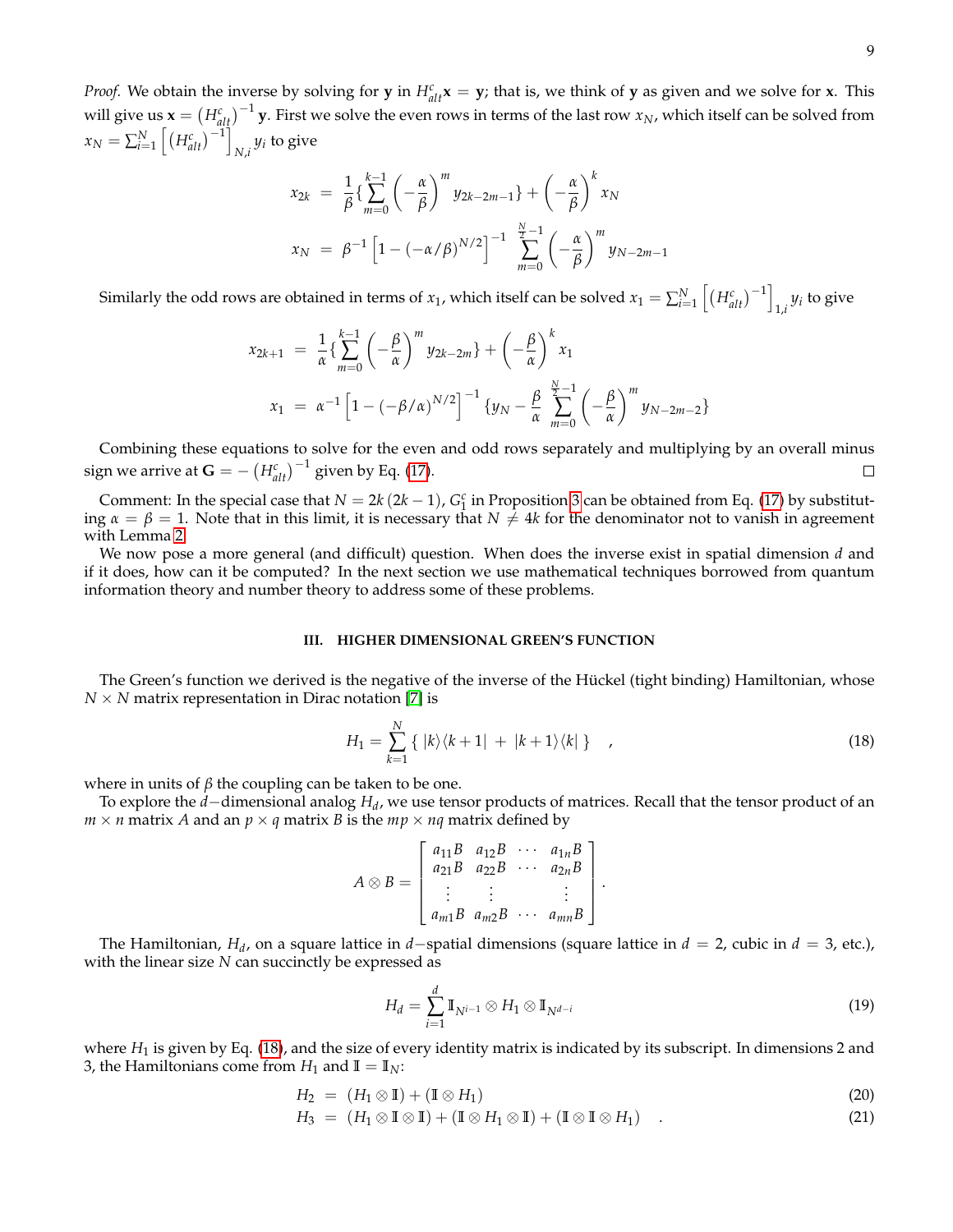*Proof.* We obtain the inverse by solving for $\mathbf{y}$ in $H_{alt}^c \mathbf{x} = \mathbf{y}$; that is, we think of $\mathbf{y}$ as given and we solve for $\mathbf{x}$. This will give us $\mathbf{x} = \left(H_{alt}^c\right)^{-1} \mathbf{y}$. First we solve the even rows in terms of the last row $x_N$, which itself can be solved from $x_N = \sum_{i=1}^N \left[\left(H_{alt}^c\right)^{-1}\right]_{N,i} y_i$ to give

$$
\begin{aligned}
x_{2k} &= \frac{1}{\beta}\left\{\sum_{m=0}^{k-1}\left(-\frac{\alpha}{\beta}\right)^m y_{2k-2m-1}\right\} + \left(-\frac{\alpha}{\beta}\right)^k x_N \\
x_N &= \beta^{-1}\left[1-(-\alpha/\beta)^{N/2}\right]^{-1} \sum_{m=0}^{\frac{N}{2}-1}\left(-\frac{\alpha}{\beta}\right)^m y_{N-2m-1}
\end{aligned}
$$

Similarly the odd rows are obtained in terms of $x_1$, which itself can be solved $x_1 = \sum_{i=1}^N \left[\left(H_{alt}^c\right)^{-1}\right]_{1,i} y_i$ to give

$$
\begin{aligned}
x_{2k+1} &= \frac{1}{\alpha}\left\{\sum_{m=0}^{k-1}\left(-\frac{\beta}{\alpha}\right)^m y_{2k-2m}\right\} + \left(-\frac{\beta}{\alpha}\right)^k x_1 \\
x_1 &= \alpha^{-1}\left[1-(-\beta/\alpha)^{N/2}\right]^{-1} \left\{y_N - \frac{\beta}{\alpha}\sum_{m=0}^{\frac{N}{2}-1}\left(-\frac{\beta}{\alpha}\right)^m y_{N-2m-2}\right\}
\end{aligned}
$$

Combining these equations to solve for the even and odd rows separately and multiplying by an overall minus sign we arrive at $\mathbf{G} = -\left(H_{alt}^c\right)^{-1}$ given by Eq. (17). □

Comment: In the special case that $N = 2k(2k-1)$, $G_1^c$ in Proposition 3 can be obtained from Eq. (17) by substituting $\alpha = \beta = 1$. Note that in this limit, it is necessary that $N \neq 4k$ for the denominator not to vanish in agreement with Lemma 2.

We now pose a more general (and difficult) question. When does the inverse exist in spatial dimension $d$ and if it does, how can it be computed? In the next section we use mathematical techniques borrowed from quantum information theory and number theory to address some of these problems.

## III. HIGHER DIMENSIONAL GREEN'S FUNCTION

The Green's function we derived is the negative of the inverse of the Hückel (tight binding) Hamiltonian, whose $N \times N$ matrix representation in Dirac notation [7] is

$$
H_1 = \sum_{k=1}^{N} \{\, |k\rangle\langle k+1| \, + \, |k+1\rangle\langle k| \,\} \quad , \tag{18}
$$

where in units of $\beta$ the coupling can be taken to be one.

To explore the $d-$dimensional analog $H_d$, we use tensor products of matrices. Recall that the tensor product of an $m \times n$ matrix $A$ and an $p \times q$ matrix $B$ is the $mp \times nq$ matrix defined by

$$
A \otimes B = \begin{bmatrix} a_{11}B & a_{12}B & \cdots & a_{1n}B \\ a_{21}B & a_{22}B & \cdots & a_{2n}B \\ \vdots & \vdots & & \vdots \\ a_{m1}B & a_{m2}B & \cdots & a_{mn}B \end{bmatrix}.
$$

The Hamiltonian, $H_d$, on a square lattice in $d-$spatial dimensions (square lattice in $d=2$, cubic in $d=3$, etc.), with the linear size $N$ can succinctly be expressed as

$$
H_d = \sum_{i=1}^{d} \mathbb{I}_{N^{i-1}} \otimes H_1 \otimes \mathbb{I}_{N^{d-i}} \tag{19}
$$

where $H_1$ is given by Eq. (18), and the size of every identity matrix is indicated by its subscript. In dimensions 2 and 3, the Hamiltonians come from $H_1$ and $\mathbb{I} = \mathbb{I}_N$:

$$
\begin{aligned}
H_2 &= (H_1 \otimes \mathbb{I}) + (\mathbb{I} \otimes H_1) & (20)\\
H_3 &= (H_1 \otimes \mathbb{I} \otimes \mathbb{I}) + (\mathbb{I} \otimes H_1 \otimes \mathbb{I}) + (\mathbb{I} \otimes \mathbb{I} \otimes H_1) \quad . & (21)
\end{aligned}
$$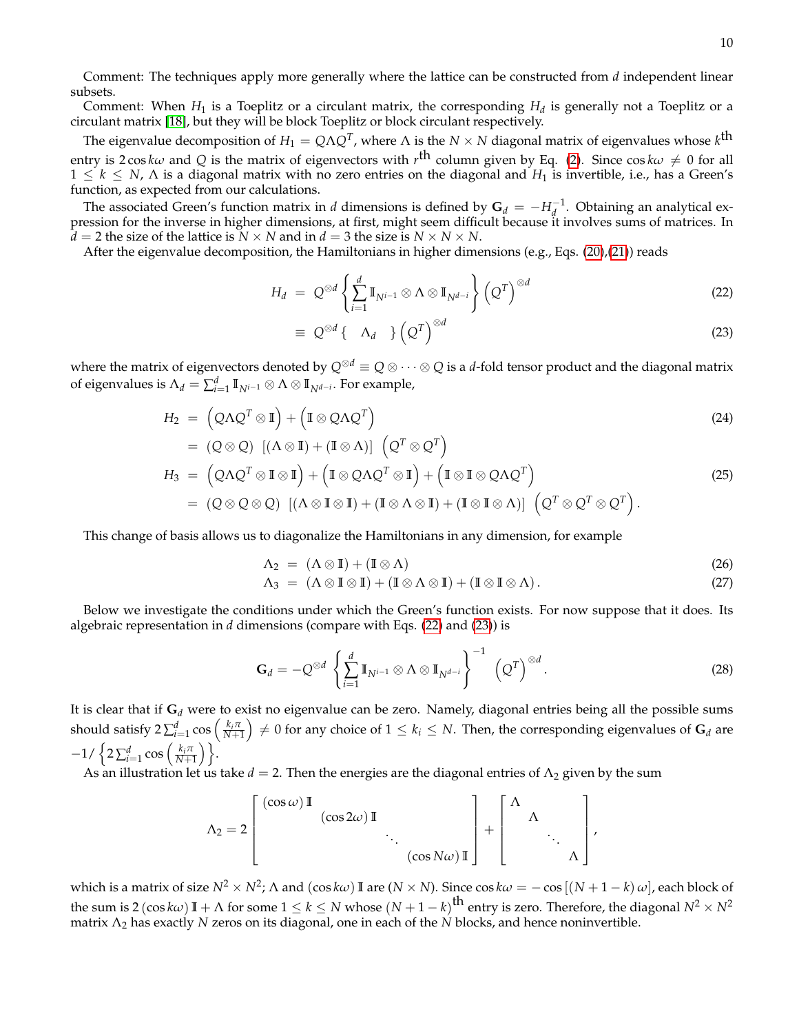Comment: The techniques apply more generally where the lattice can be constructed from $d$ independent linear subsets.

Comment: When $H_1$ is a Toeplitz or a circulant matrix, the corresponding $H_d$ is generally not a Toeplitz or a circulant matrix [18], but they will be block Toeplitz or block circulant respectively.

The eigenvalue decomposition of $H_1 = Q\Lambda Q^T$, where $\Lambda$ is the $N \times N$ diagonal matrix of eigenvalues whose $k^{\text{th}}$ entry is $2\cos k\omega$ and $Q$ is the matrix of eigenvectors with $r^{\text{th}}$ column given by Eq. (2). Since $\cos k\omega \neq 0$ for all $1 \leq k \leq N$, $\Lambda$ is a diagonal matrix with no zero entries on the diagonal and $H_1$ is invertible, i.e., has a Green's function, as expected from our calculations.

The associated Green's function matrix in $d$ dimensions is defined by $\mathbf{G}_d = -H_d^{-1}$. Obtaining an analytical expression for the inverse in higher dimensions, at first, might seem difficult because it involves sums of matrices. In $d = 2$ the size of the lattice is $N \times N$ and in $d = 3$ the size is $N \times N \times N$.

After the eigenvalue decomposition, the Hamiltonians in higher dimensions (e.g., Eqs. (20),(21)) reads

$$
\begin{aligned}
H_d &= Q^{\otimes d} \left\{ \sum_{i=1}^{d} \mathbb{I}_{N^{i-1}} \otimes \Lambda \otimes \mathbb{I}_{N^{d-i}} \right\} \left(Q^T\right)^{\otimes d} &(22)\\
&\equiv Q^{\otimes d} \left\{ \quad \Lambda_d \quad \right\} \left(Q^T\right)^{\otimes d} &(23)
\end{aligned}
$$

where the matrix of eigenvectors denoted by $Q^{\otimes d} \equiv Q \otimes \cdots \otimes Q$ is a $d$-fold tensor product and the diagonal matrix of eigenvalues is $\Lambda_d = \sum_{i=1}^{d} \mathbb{I}_{N^{i-1}} \otimes \Lambda \otimes \mathbb{I}_{N^{d-i}}$. For example,

$$
\begin{aligned}
H_2 &= \left(Q\Lambda Q^T \otimes \mathbb{I}\right) + \left(\mathbb{I} \otimes Q\Lambda Q^T\right) &(24)\\
&= (Q \otimes Q)\ \left[(\Lambda \otimes \mathbb{I}) + (\mathbb{I} \otimes \Lambda)\right]\ \left(Q^T \otimes Q^T\right)\\
H_3 &= \left(Q\Lambda Q^T \otimes \mathbb{I} \otimes \mathbb{I}\right) + \left(\mathbb{I} \otimes Q\Lambda Q^T \otimes \mathbb{I}\right) + \left(\mathbb{I} \otimes \mathbb{I} \otimes Q\Lambda Q^T\right) &(25)\\
&= (Q \otimes Q \otimes Q)\ \left[(\Lambda \otimes \mathbb{I} \otimes \mathbb{I}) + (\mathbb{I} \otimes \Lambda \otimes \mathbb{I}) + (\mathbb{I} \otimes \mathbb{I} \otimes \Lambda)\right]\ \left(Q^T \otimes Q^T \otimes Q^T\right).
\end{aligned}
$$

This change of basis allows us to diagonalize the Hamiltonians in any dimension, for example

$$
\begin{aligned}
\Lambda_2 &= (\Lambda \otimes \mathbb{I}) + (\mathbb{I} \otimes \Lambda) &(26)\\
\Lambda_3 &= (\Lambda \otimes \mathbb{I} \otimes \mathbb{I}) + (\mathbb{I} \otimes \Lambda \otimes \mathbb{I}) + (\mathbb{I} \otimes \mathbb{I} \otimes \Lambda). &(27)
\end{aligned}
$$

Below we investigate the conditions under which the Green's function exists. For now suppose that it does. Its algebraic representation in $d$ dimensions (compare with Eqs. (22) and (23)) is

$$
\mathbf{G}_d = -Q^{\otimes d} \left\{ \sum_{i=1}^{d} \mathbb{I}_{N^{i-1}} \otimes \Lambda \otimes \mathbb{I}_{N^{d-i}} \right\}^{-1} \left(Q^T\right)^{\otimes d}. \tag{28}
$$

It is clear that if $\mathbf{G}_d$ were to exist no eigenvalue can be zero. Namely, diagonal entries being all the possible sums should satisfy $2\sum_{i=1}^{d} \cos\left(\frac{k_i \pi}{N+1}\right) \neq 0$ for any choice of $1 \leq k_i \leq N$. Then, the corresponding eigenvalues of $\mathbf{G}_d$ are $-1/\left\{2\sum_{i=1}^{d} \cos\left(\frac{k_i \pi}{N+1}\right)\right\}$.

As an illustration let us take $d = 2$. Then the energies are the diagonal entries of $\Lambda_2$ given by the sum

$$
\Lambda_2 = 2 \begin{bmatrix} (\cos\omega)\,\mathbb{I} & & & \\ & (\cos 2\omega)\,\mathbb{I} & & \\ & & \ddots & \\ & & & (\cos N\omega)\,\mathbb{I} \end{bmatrix} + \begin{bmatrix} \Lambda & & & \\ & \Lambda & & \\ & & \ddots & \\ & & & \Lambda \end{bmatrix},
$$

which is a matrix of size $N^2 \times N^2$; $\Lambda$ and $(\cos k\omega)\,\mathbb{I}$ are $(N \times N)$. Since $\cos k\omega = -\cos\left[(N+1-k)\,\omega\right]$, each block of the sum is $2(\cos k\omega)\,\mathbb{I} + \Lambda$ for some $1 \leq k \leq N$ whose $(N+1-k)^{\text{th}}$ entry is zero. Therefore, the diagonal $N^2 \times N^2$ matrix $\Lambda_2$ has exactly $N$ zeros on its diagonal, one in each of the $N$ blocks, and hence noninvertible.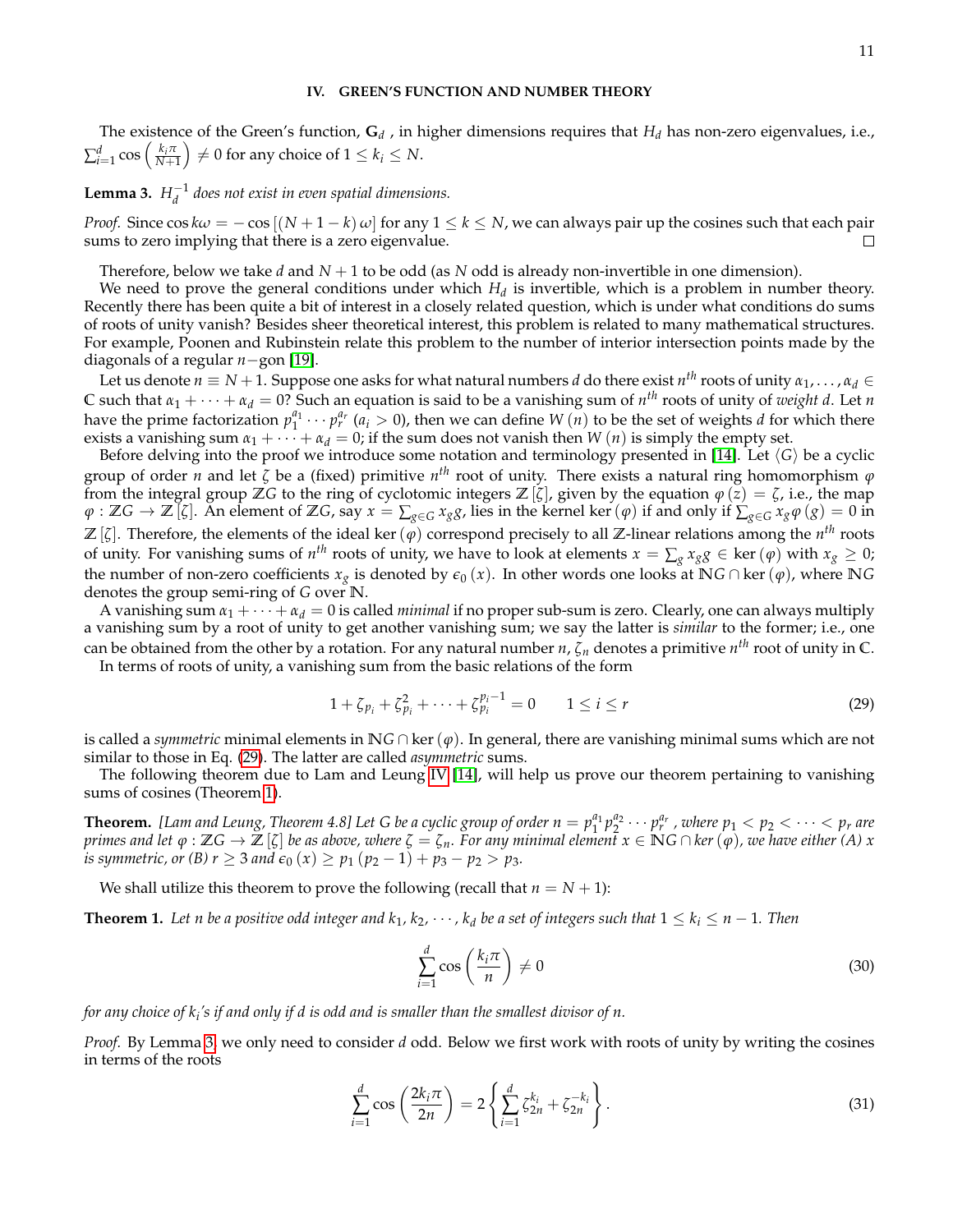## IV. GREEN'S FUNCTION AND NUMBER THEORY

The existence of the Green's function, $\mathbf{G}_d$ , in higher dimensions requires that $H_d$ has non-zero eigenvalues, i.e., $\sum_{i=1}^{d} \cos\left(\frac{k_i \pi}{N+1}\right) \neq 0$ for any choice of $1 \leq k_i \leq N$.

**Lemma 3.** *$H_d^{-1}$ does not exist in even spatial dimensions.*

*Proof.* Since $\cos k\omega = -\cos\left[(N+1-k)\,\omega\right]$ for any $1 \leq k \leq N$, we can always pair up the cosines such that each pair sums to zero implying that there is a zero eigenvalue. □

Therefore, below we take $d$ and $N+1$ to be odd (as $N$ odd is already non-invertible in one dimension).

We need to prove the general conditions under which $H_d$ is invertible, which is a problem in number theory. Recently there has been quite a bit of interest in a closely related question, which is under what conditions do sums of roots of unity vanish? Besides sheer theoretical interest, this problem is related to many mathematical structures. For example, Poonen and Rubinstein relate this problem to the number of interior intersection points made by the diagonals of a regular $n-$gon [19].

Let us denote $n \equiv N+1$. Suppose one asks for what natural numbers $d$ do there exist $n^{th}$ roots of unity $\alpha_1, \ldots, \alpha_d \in \mathbb{C}$ such that $\alpha_1 + \cdots + \alpha_d = 0$? Such an equation is said to be a vanishing sum of $n^{th}$ roots of unity of *weight* $d$. Let $n$ have the prime factorization $p_1^{a_1} \cdots p_r^{a_r}$ ($a_i > 0$), then we can define $W(n)$ to be the set of weights $d$ for which there exists a vanishing sum $\alpha_1 + \cdots + \alpha_d = 0$; if the sum does not vanish then $W(n)$ is simply the empty set.

Before delving into the proof we introduce some notation and terminology presented in [14]. Let $\langle G \rangle$ be a cyclic group of order $n$ and let $\zeta$ be a (fixed) primitive $n^{th}$ root of unity. There exists a natural ring homomorphism $\varphi$ from the integral group $\mathbb{Z}G$ to the ring of cyclotomic integers $\mathbb{Z}[\zeta]$, given by the equation $\varphi(z) = \zeta$, i.e., the map $\varphi : \mathbb{Z}G \to \mathbb{Z}[\zeta]$. An element of $\mathbb{Z}G$, say $x = \sum_{g \in G} x_g g$, lies in the kernel $\ker(\varphi)$ if and only if $\sum_{g \in G} x_g \varphi(g) = 0$ in $\mathbb{Z}[\zeta]$. Therefore, the elements of the ideal $\ker(\varphi)$ correspond precisely to all $\mathbb{Z}$-linear relations among the $n^{th}$ roots of unity. For vanishing sums of $n^{th}$ roots of unity, we have to look at elements $x = \sum_g x_g g \in \ker(\varphi)$ with $x_g \geq 0$; the number of non-zero coefficients $x_g$ is denoted by $\epsilon_0(x)$. In other words one looks at $\mathbb{N}G \cap \ker(\varphi)$, where $\mathbb{N}G$ denotes the group semi-ring of $G$ over $\mathbb{N}$.

A vanishing sum $\alpha_1 + \cdots + \alpha_d = 0$ is called *minimal* if no proper sub-sum is zero. Clearly, one can always multiply a vanishing sum by a root of unity to get another vanishing sum; we say the latter is *similar* to the former; i.e., one can be obtained from the other by a rotation. For any natural number $n$, $\zeta_n$ denotes a primitive $n^{th}$ root of unity in $\mathbb{C}$.

In terms of roots of unity, a vanishing sum from the basic relations of the form

$$1 + \zeta_{p_i} + \zeta_{p_i}^2 + \cdots + \zeta_{p_i}^{p_i - 1} = 0 \qquad 1 \leq i \leq r \tag{29}$$

is called a *symmetric* minimal elements in $\mathbb{N}G \cap \ker(\varphi)$. In general, there are vanishing minimal sums which are not similar to those in Eq. (29). The latter are called *asymmetric* sums.

The following theorem due to Lam and Leung IV [14], will help us prove our theorem pertaining to vanishing sums of cosines (Theorem 1).

**Theorem.** *[Lam and Leung, Theorem 4.8] Let $G$ be a cyclic group of order $n = p_1^{a_1} p_2^{a_2} \cdots p_r^{a_r}$ , where $p_1 < p_2 < \cdots < p_r$ are primes and let $\varphi : \mathbb{Z}G \to \mathbb{Z}[\zeta]$ be as above, where $\zeta = \zeta_n$. For any minimal element $x \in \mathbb{N}G \cap \ker(\varphi)$, we have either (A) $x$ is symmetric, or (B) $r \geq 3$ and $\epsilon_0(x) \geq p_1(p_2 - 1) + p_3 - p_2 > p_3$.*

We shall utilize this theorem to prove the following (recall that $n = N+1$):

**Theorem 1.** *Let $n$ be a positive odd integer and $k_1, k_2, \cdots, k_d$ be a set of integers such that $1 \leq k_i \leq n-1$. Then*

$$\sum_{i=1}^{d} \cos\left(\frac{k_i \pi}{n}\right) \neq 0 \tag{30}$$

*for any choice of $k_i$'s if and only if $d$ is odd and is smaller than the smallest divisor of $n$.*

*Proof.* By Lemma 3, we only need to consider $d$ odd. Below we first work with roots of unity by writing the cosines in terms of the roots

$$\sum_{i=1}^{d} \cos\left(\frac{2k_i \pi}{2n}\right) = 2\left\{\sum_{i=1}^{d} \zeta_{2n}^{k_i} + \zeta_{2n}^{-k_i}\right\}. \tag{31}$$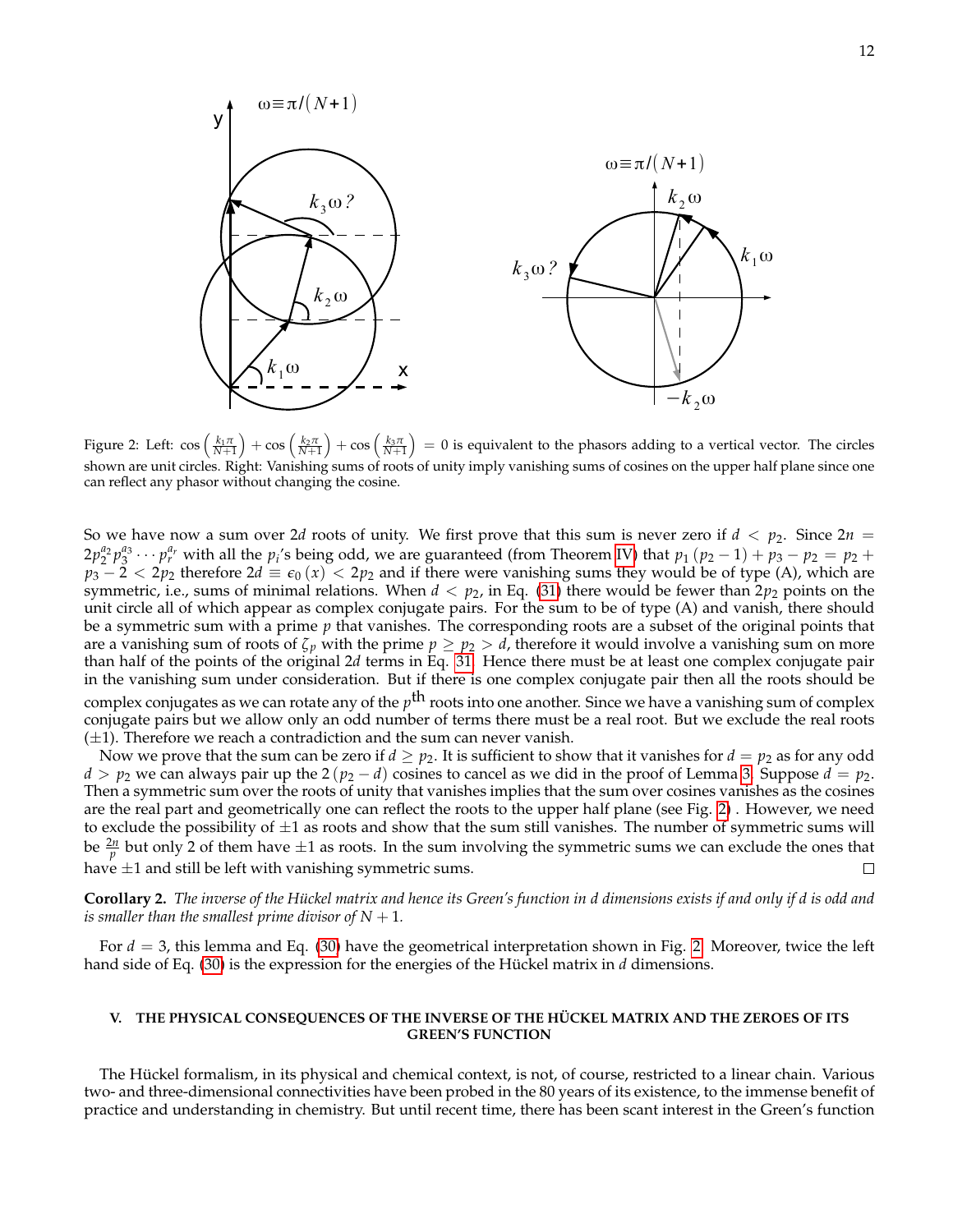Figure 2: Left: $\cos\left(\frac{k_1\pi}{N+1}\right) + \cos\left(\frac{k_2\pi}{N+1}\right) + \cos\left(\frac{k_3\pi}{N+1}\right) = 0$ is equivalent to the phasors adding to a vertical vector. The circles shown are unit circles. Right: Vanishing sums of roots of unity imply vanishing sums of cosines on the upper half plane since one can reflect any phasor without changing the cosine.

So we have now a sum over $2d$ roots of unity. We first prove that this sum is never zero if $d < p_2$. Since $2n = 2p_2^{a_2}p_3^{a_3}\cdots p_r^{a_r}$ with all the $p_i$'s being odd, we are guaranteed (from Theorem IV) that $p_1(p_2-1) + p_3 - p_2 = p_2 + p_3 - 2 < 2p_2$ therefore $2d \equiv \epsilon_0(x) < 2p_2$ and if there were vanishing sums they would be of type (A), which are symmetric, i.e., sums of minimal relations. When $d < p_2$, in Eq. (31) there would be fewer than $2p_2$ points on the unit circle all of which appear as complex conjugate pairs. For the sum to be of type (A) and vanish, there should be a symmetric sum with a prime $p$ that vanishes. The corresponding roots are a subset of the original points that are a vanishing sum of roots of $\zeta_p$ with the prime $p \geq p_2 > d$, therefore it would involve a vanishing sum on more than half of the points of the original $2d$ terms in Eq. 31. Hence there must be at least one complex conjugate pair in the vanishing sum under consideration. But if there is one complex conjugate pair then all the roots should be complex conjugates as we can rotate any of the $p^{\text{th}}$ roots into one another. Since we have a vanishing sum of complex conjugate pairs but we allow only an odd number of terms there must be a real root. But we exclude the real roots ($\pm 1$). Therefore we reach a contradiction and the sum can never vanish.

Now we prove that the sum can be zero if $d \geq p_2$. It is sufficient to show that it vanishes for $d = p_2$ as for any odd $d > p_2$ we can always pair up the $2(p_2 - d)$ cosines to cancel as we did in the proof of Lemma 3. Suppose $d = p_2$. Then a symmetric sum over the roots of unity that vanishes implies that the sum over cosines vanishes as the cosines are the real part and geometrically one can reflect the roots to the upper half plane (see Fig. 2) . However, we need to exclude the possibility of $\pm 1$ as roots and show that the sum still vanishes. The number of symmetric sums will be $\frac{2n}{p}$ but only 2 of them have $\pm 1$ as roots. In the sum involving the symmetric sums we can exclude the ones that have $\pm 1$ and still be left with vanishing symmetric sums. □

**Corollary 2.** *The inverse of the Hückel matrix and hence its Green's function in d dimensions exists if and only if d is odd and is smaller than the smallest prime divisor of $N + 1$.*

For $d = 3$, this lemma and Eq. (30) have the geometrical interpretation shown in Fig. 2. Moreover, twice the left hand side of Eq. (30) is the expression for the energies of the Hückel matrix in $d$ dimensions.

## V. THE PHYSICAL CONSEQUENCES OF THE INVERSE OF THE HÜCKEL MATRIX AND THE ZEROES OF ITS GREEN'S FUNCTION

The Hückel formalism, in its physical and chemical context, is not, of course, restricted to a linear chain. Various two- and three-dimensional connectivities have been probed in the 80 years of its existence, to the immense benefit of practice and understanding in chemistry. But until recent time, there has been scant interest in the Green's function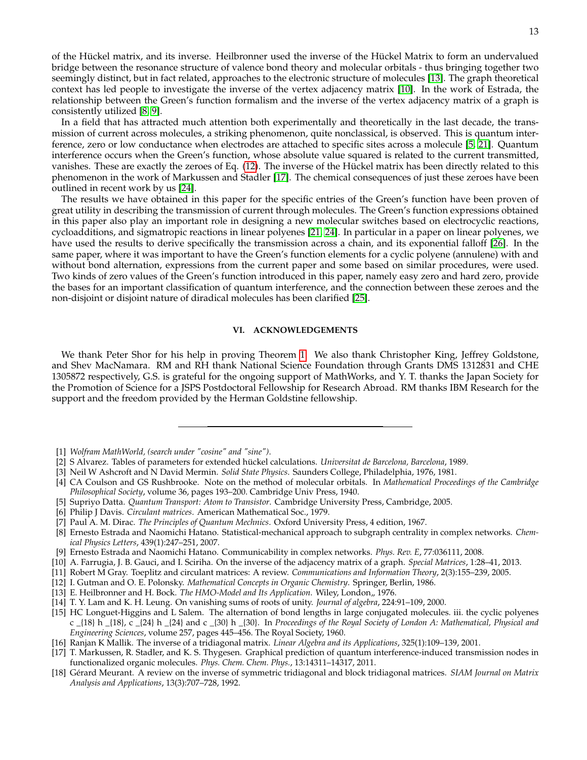of the Hückel matrix, and its inverse. Heilbronner used the inverse of the Hückel Matrix to form an undervalued bridge between the resonance structure of valence bond theory and molecular orbitals - thus bringing together two seemingly distinct, but in fact related, approaches to the electronic structure of molecules [13]. The graph theoretical context has led people to investigate the inverse of the vertex adjacency matrix [10]. In the work of Estrada, the relationship between the Green's function formalism and the inverse of the vertex adjacency matrix of a graph is consistently utilized [8, 9].

In a field that has attracted much attention both experimentally and theoretically in the last decade, the transmission of current across molecules, a striking phenomenon, quite nonclassical, is observed. This is quantum interference, zero or low conductance when electrodes are attached to specific sites across a molecule [5, 21]. Quantum interference occurs when the Green's function, whose absolute value squared is related to the current transmitted, vanishes. These are exactly the zeroes of Eq. (12). The inverse of the Hückel matrix has been directly related to this phenomenon in the work of Markussen and Stadler [17]. The chemical consequences of just these zeroes have been outlined in recent work by us [24].

The results we have obtained in this paper for the specific entries of the Green's function have been proven of great utility in describing the transmission of current through molecules. The Green's function expressions obtained in this paper also play an important role in designing a new molecular switches based on electrocyclic reactions, cycloadditions, and sigmatropic reactions in linear polyenes [21, 24]. In particular in a paper on linear polyenes, we have used the results to derive specifically the transmission across a chain, and its exponential falloff [26]. In the same paper, where it was important to have the Green's function elements for a cyclic polyene (annulene) with and without bond alternation, expressions from the current paper and some based on similar procedures, were used. Two kinds of zero values of the Green's function introduced in this paper, namely easy zero and hard zero, provide the bases for an important classification of quantum interference, and the connection between these zeroes and the non-disjoint or disjoint nature of diradical molecules has been clarified [25].

## VI. ACKNOWLEDGEMENTS

We thank Peter Shor for his help in proving Theorem 1. We also thank Christopher King, Jeffrey Goldstone, and Shev MacNamara. RM and RH thank National Science Foundation through Grants DMS 1312831 and CHE 1305872 respectively, G.S. is grateful for the ongoing support of MathWorks, and Y. T. thanks the Japan Society for the Promotion of Science for a JSPS Postdoctoral Fellowship for Research Abroad. RM thanks IBM Research for the support and the freedom provided by the Herman Goldstine fellowship.

---

[1] *Wolfram MathWorld, (search under "cosine" and "sine").*

[2] S Alvarez. Tables of parameters for extended hückel calculations. *Universitat de Barcelona, Barcelona*, 1989.

[3] Neil W Ashcroft and N David Mermin. *Solid State Physics*. Saunders College, Philadelphia, 1976, 1981.

[4] CA Coulson and GS Rushbrooke. Note on the method of molecular orbitals. In *Mathematical Proceedings of the Cambridge Philosophical Society*, volume 36, pages 193–200. Cambridge Univ Press, 1940.

[5] Supriyo Datta. *Quantum Transport: Atom to Transistor*. Cambridge University Press, Cambridge, 2005.

[6] Philip J Davis. *Circulant matrices*. American Mathematical Soc., 1979.

[7] Paul A. M. Dirac. *The Principles of Quantum Mechnics*. Oxford University Press, 4 edition, 1967.

[8] Ernesto Estrada and Naomichi Hatano. Statistical-mechanical approach to subgraph centrality in complex networks. *Chemical Physics Letters*, 439(1):247–251, 2007.

[9] Ernesto Estrada and Naomichi Hatano. Communicability in complex networks. *Phys. Rev. E*, 77:036111, 2008.

[10] A. Farrugia, J. B. Gauci, and I. Sciriha. On the inverse of the adjacency matrix of a graph. *Special Matrices*, 1:28–41, 2013.

[11] Robert M Gray. Toeplitz and circulant matrices: A review. *Communications and Information Theory*, 2(3):155–239, 2005.

[12] I. Gutman and O. E. Polonsky. *Mathematical Concepts in Organic Chemistry*. Springer, Berlin, 1986.

[13] E. Heilbronner and H. Bock. *The HMO-Model and Its Application*. Wiley, London,, 1976.

[14] T. Y. Lam and K. H. Leung. On vanishing sums of roots of unity. *Journal of algebra*, 224:91–109, 2000.

[15] HC Longuet-Higgins and L Salem. The alternation of bond lengths in large conjugated molecules. iii. the cyclic polyenes c _{18} h _{18}, c _{24} h _{24} and c _{30} h _{30}. In *Proceedings of the Royal Society of London A: Mathematical, Physical and Engineering Sciences*, volume 257, pages 445–456. The Royal Society, 1960.

[16] Ranjan K Mallik. The inverse of a tridiagonal matrix. *Linear Algebra and its Applications*, 325(1):109–139, 2001.

[17] T. Markussen, R. Stadler, and K. S. Thygesen. Graphical prediction of quantum interference-induced transmission nodes in functionalized organic molecules. *Phys. Chem. Chem. Phys.*, 13:14311–14317, 2011.

[18] Gérard Meurant. A review on the inverse of symmetric tridiagonal and block tridiagonal matrices. *SIAM Journal on Matrix Analysis and Applications*, 13(3):707–728, 1992.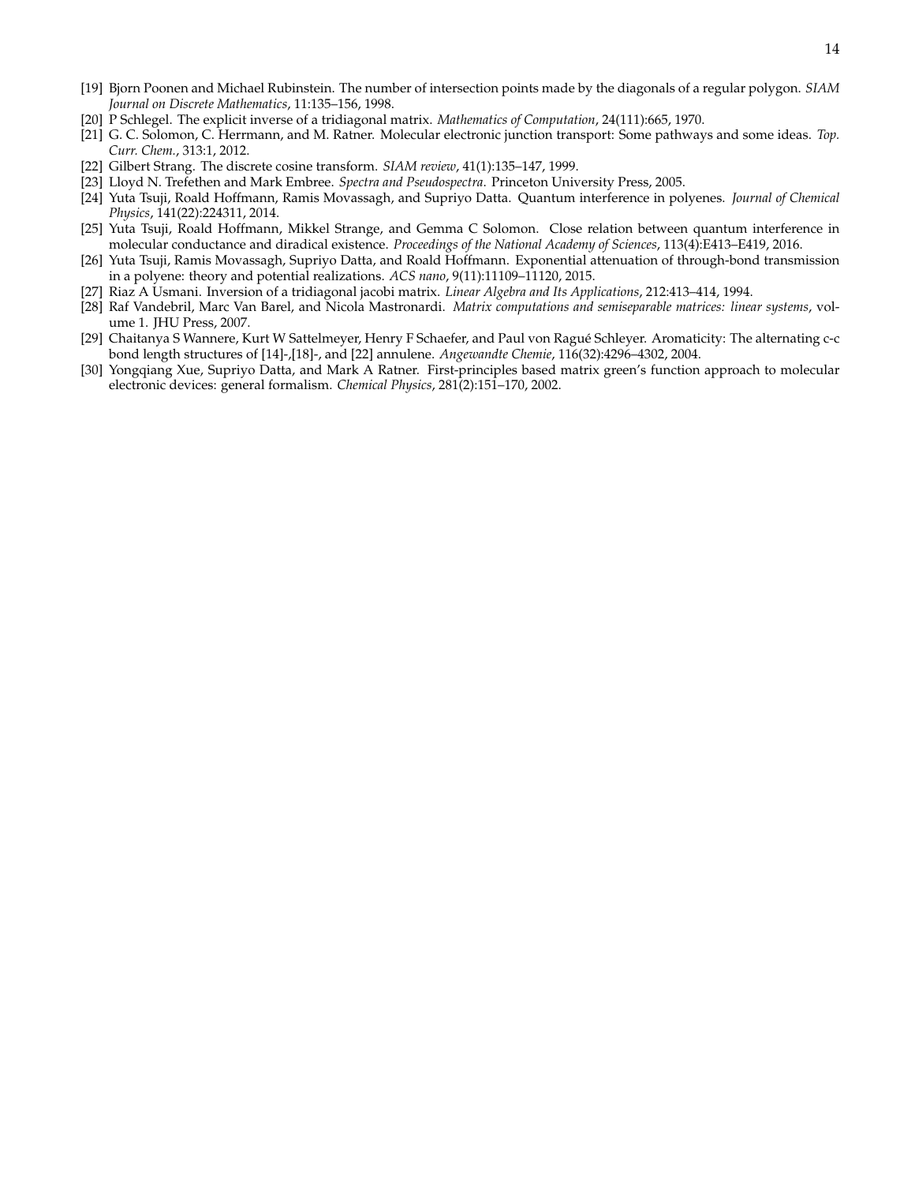[19] Bjorn Poonen and Michael Rubinstein. The number of intersection points made by the diagonals of a regular polygon. *SIAM Journal on Discrete Mathematics*, 11:135–156, 1998.

[20] P Schlegel. The explicit inverse of a tridiagonal matrix. *Mathematics of Computation*, 24(111):665, 1970.

[21] G. C. Solomon, C. Herrmann, and M. Ratner. Molecular electronic junction transport: Some pathways and some ideas. *Top. Curr. Chem.*, 313:1, 2012.

[22] Gilbert Strang. The discrete cosine transform. *SIAM review*, 41(1):135–147, 1999.

[23] Lloyd N. Trefethen and Mark Embree. *Spectra and Pseudospectra*. Princeton University Press, 2005.

[24] Yuta Tsuji, Roald Hoffmann, Ramis Movassagh, and Supriyo Datta. Quantum interference in polyenes. *Journal of Chemical Physics*, 141(22):224311, 2014.

[25] Yuta Tsuji, Roald Hoffmann, Mikkel Strange, and Gemma C Solomon. Close relation between quantum interference in molecular conductance and diradical existence. *Proceedings of the National Academy of Sciences*, 113(4):E413–E419, 2016.

[26] Yuta Tsuji, Ramis Movassagh, Supriyo Datta, and Roald Hoffmann. Exponential attenuation of through-bond transmission in a polyene: theory and potential realizations. *ACS nano*, 9(11):11109–11120, 2015.

[27] Riaz A Usmani. Inversion of a tridiagonal jacobi matrix. *Linear Algebra and Its Applications*, 212:413–414, 1994.

[28] Raf Vandebril, Marc Van Barel, and Nicola Mastronardi. *Matrix computations and semiseparable matrices: linear systems*, volume 1. JHU Press, 2007.

[29] Chaitanya S Wannere, Kurt W Sattelmeyer, Henry F Schaefer, and Paul von Ragué Schleyer. Aromaticity: The alternating c-c bond length structures of [14]-,[18]-, and [22] annulene. *Angewandte Chemie*, 116(32):4296–4302, 2004.

[30] Yongqiang Xue, Supriyo Datta, and Mark A Ratner. First-principles based matrix green's function approach to molecular electronic devices: general formalism. *Chemical Physics*, 281(2):151–170, 2002.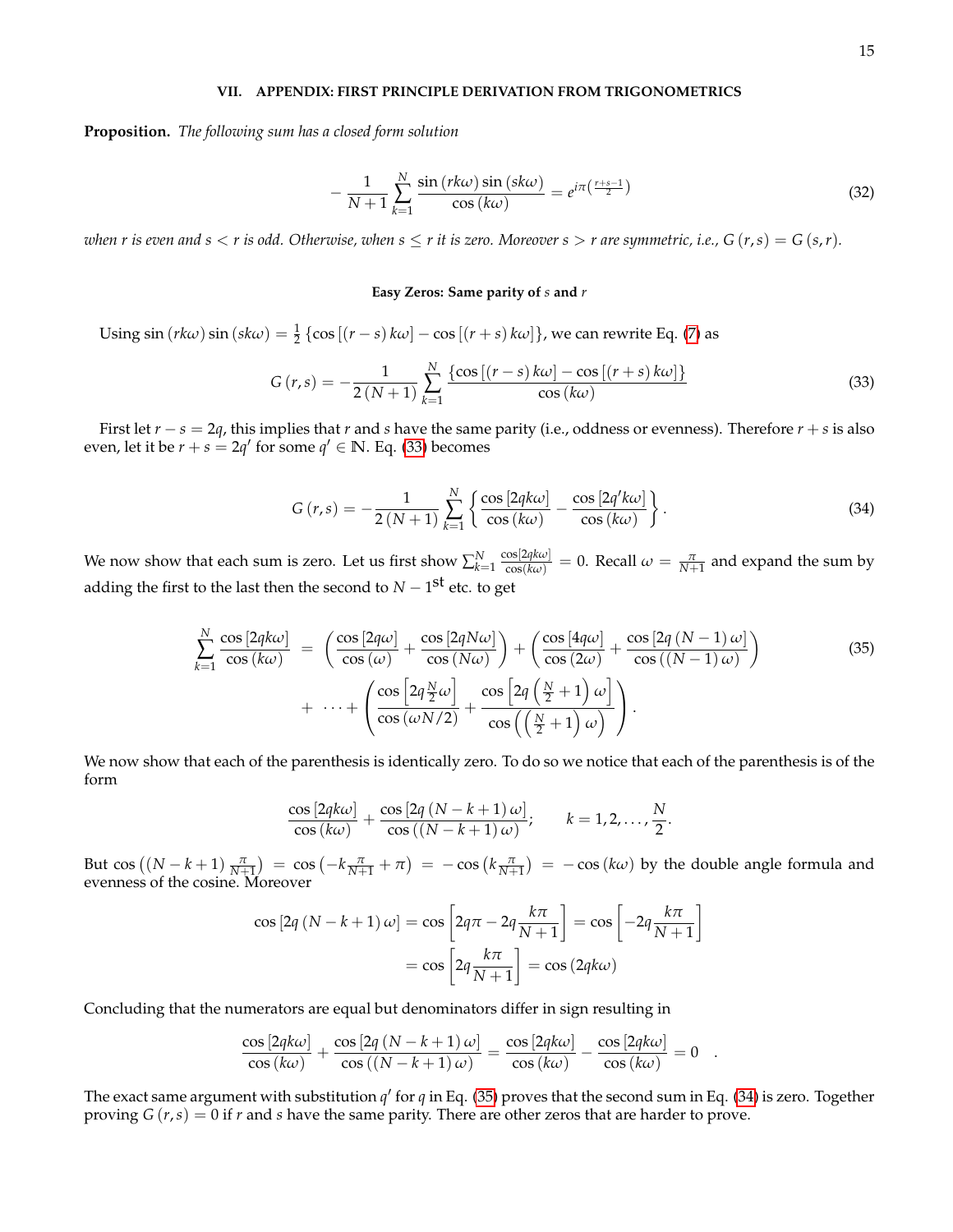## VII. APPENDIX: FIRST PRINCIPLE DERIVATION FROM TRIGONOMETRICS

**Proposition.** *The following sum has a closed form solution*

$$-\frac{1}{N+1}\sum_{k=1}^{N}\frac{\sin\left(rk\omega\right)\sin\left(sk\omega\right)}{\cos\left(k\omega\right)}=e^{i\pi\left(\frac{r+s-1}{2}\right)} \tag{32}$$

*when $r$ is even and $s<r$ is odd. Otherwise, when $s\leq r$ it is zero. Moreover $s>r$ are symmetric, i.e., $G\left(r,s\right)=G\left(s,r\right)$.*

#### Easy Zeros: Same parity of $s$ and $r$

Using $\sin\left(rk\omega\right)\sin\left(sk\omega\right)=\frac{1}{2}\left\{\cos\left[\left(r-s\right)k\omega\right]-\cos\left[\left(r+s\right)k\omega\right]\right\}$, we can rewrite Eq. (7) as

$$G\left(r,s\right)=-\frac{1}{2\left(N+1\right)}\sum_{k=1}^{N}\frac{\left\{\cos\left[\left(r-s\right)k\omega\right]-\cos\left[\left(r+s\right)k\omega\right]\right\}}{\cos\left(k\omega\right)} \tag{33}$$

First let $r-s=2q$, this implies that $r$ and $s$ have the same parity (i.e., oddness or evenness). Therefore $r+s$ is also even, let it be $r+s=2q'$ for some $q'\in\mathbb{N}$. Eq. (33) becomes

$$G\left(r,s\right)=-\frac{1}{2\left(N+1\right)}\sum_{k=1}^{N}\left\{\frac{\cos\left[2qk\omega\right]}{\cos\left(k\omega\right)}-\frac{\cos\left[2q'k\omega\right]}{\cos\left(k\omega\right)}\right\}. \tag{34}$$

We now show that each sum is zero. Let us first show $\sum_{k=1}^{N}\frac{\cos[2qk\omega]}{\cos(k\omega)}=0$. Recall $\omega=\frac{\pi}{N+1}$ and expand the sum by adding the first to the last then the second to $N-1^{\text{st}}$ etc. to get

$$\begin{aligned}\sum_{k=1}^{N}\frac{\cos\left[2qk\omega\right]}{\cos\left(k\omega\right)} &= \left(\frac{\cos\left[2q\omega\right]}{\cos\left(\omega\right)}+\frac{\cos\left[2qN\omega\right]}{\cos\left(N\omega\right)}\right)+\left(\frac{\cos\left[4q\omega\right]}{\cos\left(2\omega\right)}+\frac{\cos\left[2q\left(N-1\right)\omega\right]}{\cos\left(\left(N-1\right)\omega\right)}\right) \\ &+ \cdots+\left(\frac{\cos\left[2q\frac{N}{2}\omega\right]}{\cos\left(\omega N/2\right)}+\frac{\cos\left[2q\left(\frac{N}{2}+1\right)\omega\right]}{\cos\left(\left(\frac{N}{2}+1\right)\omega\right)}\right).\end{aligned} \tag{35}$$

We now show that each of the parenthesis is identically zero. To do so we notice that each of the parenthesis is of the form

$$\frac{\cos\left[2qk\omega\right]}{\cos\left(k\omega\right)}+\frac{\cos\left[2q\left(N-k+1\right)\omega\right]}{\cos\left(\left(N-k+1\right)\omega\right)};\qquad k=1,2,\ldots,\frac{N}{2}.$$

But $\cos\left(\left(N-k+1\right)\frac{\pi}{N+1}\right)=\cos\left(-k\frac{\pi}{N+1}+\pi\right)=-\cos\left(k\frac{\pi}{N+1}\right)=-\cos\left(k\omega\right)$ by the double angle formula and evenness of the cosine. Moreover

$$\begin{aligned}\cos\left[2q\left(N-k+1\right)\omega\right] &= \cos\left[2q\pi-2q\frac{k\pi}{N+1}\right]=\cos\left[-2q\frac{k\pi}{N+1}\right] \\ &= \cos\left[2q\frac{k\pi}{N+1}\right]=\cos\left(2qk\omega\right)\end{aligned}$$

Concluding that the numerators are equal but denominators differ in sign resulting in

$$\frac{\cos\left[2qk\omega\right]}{\cos\left(k\omega\right)}+\frac{\cos\left[2q\left(N-k+1\right)\omega\right]}{\cos\left(\left(N-k+1\right)\omega\right)}=\frac{\cos\left[2qk\omega\right]}{\cos\left(k\omega\right)}-\frac{\cos\left[2qk\omega\right]}{\cos\left(k\omega\right)}=0\quad.$$

The exact same argument with substitution $q'$ for $q$ in Eq. (35) proves that the second sum in Eq. (34) is zero. Together proving $G\left(r,s\right)=0$ if $r$ and $s$ have the same parity. There are other zeros that are harder to prove.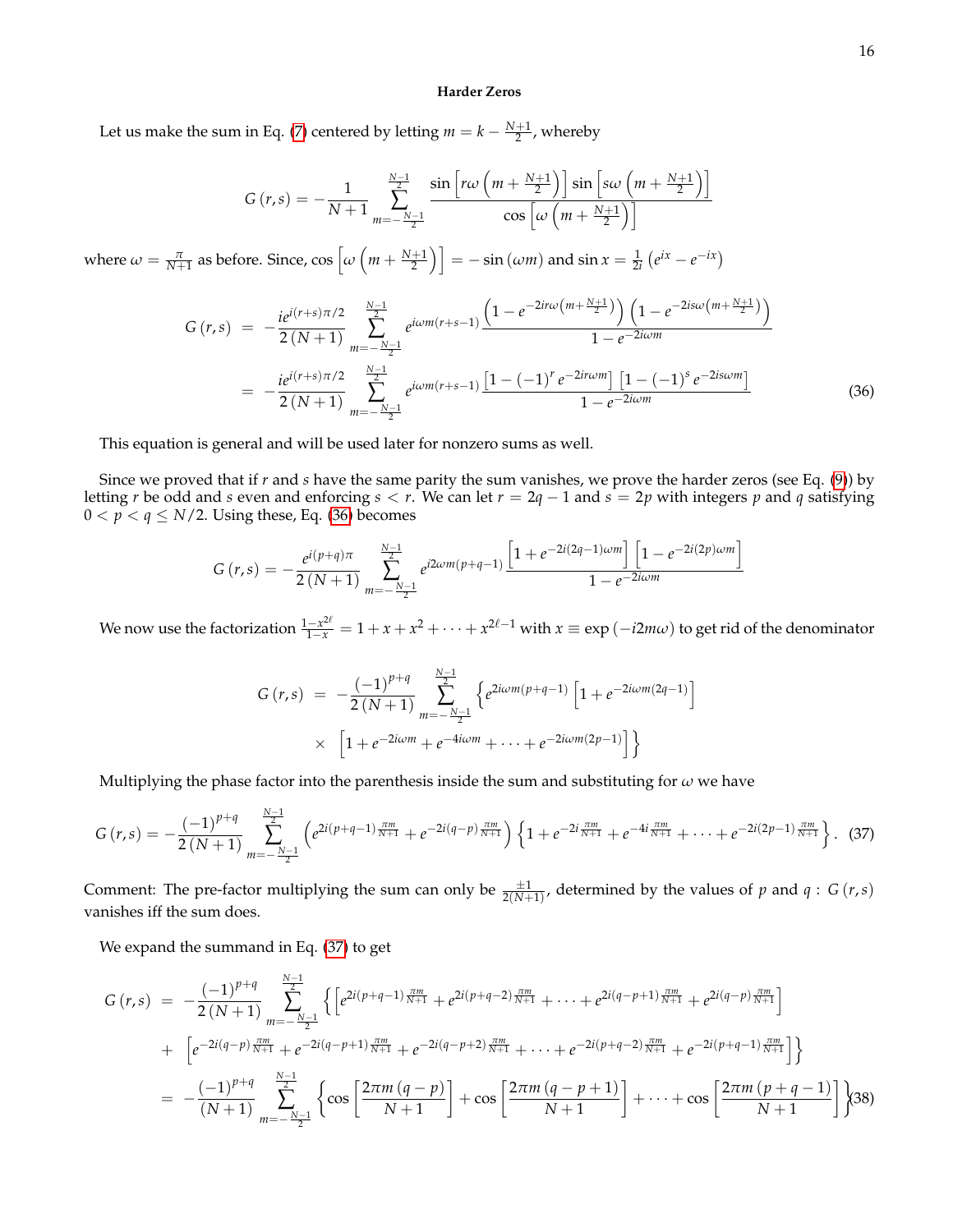### Harder Zeros

Let us make the sum in Eq. (7) centered by letting $m = k - \frac{N+1}{2}$, whereby

$$G(r,s) = -\frac{1}{N+1}\sum_{m=-\frac{N-1}{2}}^{\frac{N-1}{2}} \frac{\sin\left[r\omega\left(m+\frac{N+1}{2}\right)\right]\sin\left[s\omega\left(m+\frac{N+1}{2}\right)\right]}{\cos\left[\omega\left(m+\frac{N+1}{2}\right)\right]}$$

where $\omega = \frac{\pi}{N+1}$ as before. Since, $\cos\left[\omega\left(m+\frac{N+1}{2}\right)\right] = -\sin(\omega m)$ and $\sin x = \frac{1}{2i}\left(e^{ix}-e^{-ix}\right)$

$$\begin{aligned} G(r,s) &= -\frac{ie^{i(r+s)\pi/2}}{2(N+1)}\sum_{m=-\frac{N-1}{2}}^{\frac{N-1}{2}} e^{i\omega m(r+s-1)}\frac{\left(1-e^{-2ir\omega\left(m+\frac{N+1}{2}\right)}\right)\left(1-e^{-2is\omega\left(m+\frac{N+1}{2}\right)}\right)}{1-e^{-2i\omega m}} \\ &= -\frac{ie^{i(r+s)\pi/2}}{2(N+1)}\sum_{m=-\frac{N-1}{2}}^{\frac{N-1}{2}} e^{i\omega m(r+s-1)}\frac{\left[1-(-1)^r e^{-2ir\omega m}\right]\left[1-(-1)^s e^{-2is\omega m}\right]}{1-e^{-2i\omega m}} \end{aligned} \tag{36}$$

This equation is general and will be used later for nonzero sums as well.

Since we proved that if $r$ and $s$ have the same parity the sum vanishes, we prove the harder zeros (see Eq. (9)) by letting $r$ be odd and $s$ even and enforcing $s < r$. We can let $r = 2q-1$ and $s = 2p$ with integers $p$ and $q$ satisfying $0 < p < q \le N/2$. Using these, Eq. (36) becomes

$$G(r,s) = -\frac{e^{i(p+q)\pi}}{2(N+1)}\sum_{m=-\frac{N-1}{2}}^{\frac{N-1}{2}} e^{i2\omega m(p+q-1)}\frac{\left[1+e^{-2i(2q-1)\omega m}\right]\left[1-e^{-2i(2p)\omega m}\right]}{1-e^{-2i\omega m}}$$

We now use the factorization $\frac{1-x^{2\ell}}{1-x} = 1+x+x^2+\cdots+x^{2\ell-1}$ with $x \equiv \exp(-i2m\omega)$ to get rid of the denominator

$$\begin{aligned} G(r,s) &= -\frac{(-1)^{p+q}}{2(N+1)}\sum_{m=-\frac{N-1}{2}}^{\frac{N-1}{2}} \left\{e^{2i\omega m(p+q-1)}\left[1+e^{-2i\omega m(2q-1)}\right]\right. \\ &\times \left.\left[1+e^{-2i\omega m}+e^{-4i\omega m}+\cdots+e^{-2i\omega m(2p-1)}\right]\right\} \end{aligned}$$

Multiplying the phase factor into the parenthesis inside the sum and substituting for $\omega$ we have

$$G(r,s) = -\frac{(-1)^{p+q}}{2(N+1)}\sum_{m=-\frac{N-1}{2}}^{\frac{N-1}{2}}\left(e^{2i(p+q-1)\frac{\pi m}{N+1}}+e^{-2i(q-p)\frac{\pi m}{N+1}}\right)\left\{1+e^{-2i\frac{\pi m}{N+1}}+e^{-4i\frac{\pi m}{N+1}}+\cdots+e^{-2i(2p-1)\frac{\pi m}{N+1}}\right\}. \tag{37}$$

Comment: The pre-factor multiplying the sum can only be $\frac{\pm 1}{2(N+1)}$, determined by the values of $p$ and $q$ : $G(r,s)$ vanishes iff the sum does.

We expand the summand in Eq. (37) to get

$$\begin{aligned} G(r,s) &= -\frac{(-1)^{p+q}}{2(N+1)}\sum_{m=-\frac{N-1}{2}}^{\frac{N-1}{2}}\left\{\left[e^{2i(p+q-1)\frac{\pi m}{N+1}}+e^{2i(p+q-2)\frac{\pi m}{N+1}}+\cdots+e^{2i(q-p+1)\frac{\pi m}{N+1}}+e^{2i(q-p)\frac{\pi m}{N+1}}\right]\right. \\ &+ \left.\left[e^{-2i(q-p)\frac{\pi m}{N+1}}+e^{-2i(q-p+1)\frac{\pi m}{N+1}}+e^{-2i(q-p+2)\frac{\pi m}{N+1}}+\cdots+e^{-2i(p+q-2)\frac{\pi m}{N+1}}+e^{-2i(p+q-1)\frac{\pi m}{N+1}}\right]\right\} \\ &= -\frac{(-1)^{p+q}}{(N+1)}\sum_{m=-\frac{N-1}{2}}^{\frac{N-1}{2}}\left\{\cos\left[\frac{2\pi m(q-p)}{N+1}\right]+\cos\left[\frac{2\pi m(q-p+1)}{N+1}\right]+\cdots+\cos\left[\frac{2\pi m(p+q-1)}{N+1}\right]\right\} \end{aligned} \tag{38}$$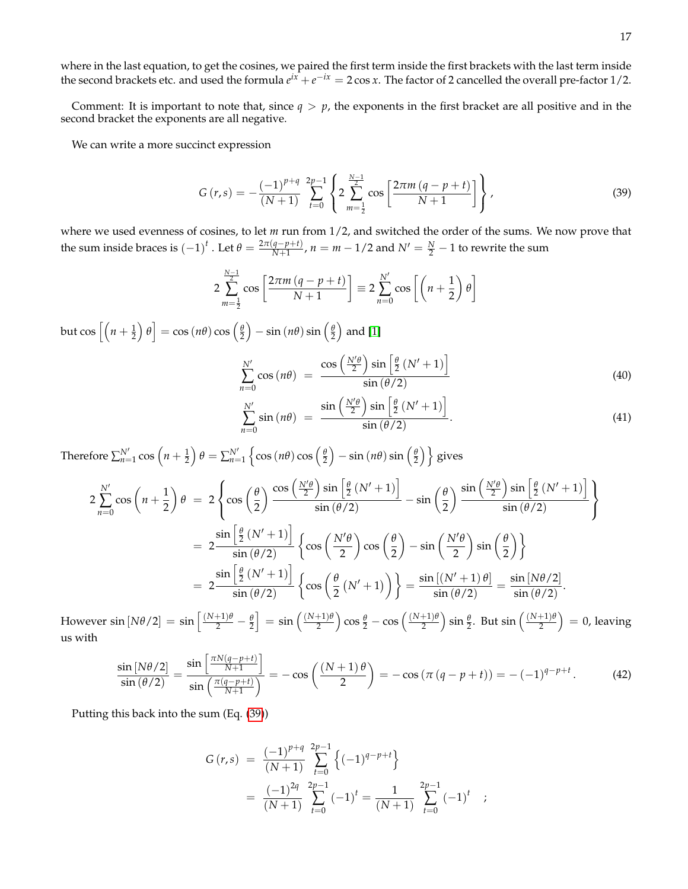where in the last equation, to get the cosines, we paired the first term inside the first brackets with the last term inside the second brackets etc. and used the formula $e^{ix} + e^{-ix} = 2\cos x$. The factor of 2 cancelled the overall pre-factor $1/2$.

Comment: It is important to note that, since $q > p$, the exponents in the first bracket are all positive and in the second bracket the exponents are all negative.

We can write a more succinct expression

$$G(r,s) = -\frac{(-1)^{p+q}}{(N+1)} \sum_{t=0}^{2p-1} \left\{ 2 \sum_{m=\frac{1}{2}}^{\frac{N-1}{2}} \cos\left[\frac{2\pi m (q-p+t)}{N+1}\right] \right\}, \tag{39}$$

where we used evenness of cosines, to let $m$ run from $1/2$, and switched the order of the sums. We now prove that the sum inside braces is $(-1)^t$. Let $\theta = \frac{2\pi(q-p+t)}{N+1}$, $n = m - 1/2$ and $N' = \frac{N}{2} - 1$ to rewrite the sum

$$2 \sum_{m=\frac{1}{2}}^{\frac{N-1}{2}} \cos\left[\frac{2\pi m (q-p+t)}{N+1}\right] \equiv 2 \sum_{n=0}^{N'} \cos\left[\left(n + \frac{1}{2}\right)\theta\right]$$

but $\cos\left[\left(n+\frac{1}{2}\right)\theta\right] = \cos(n\theta)\cos\left(\frac{\theta}{2}\right) - \sin(n\theta)\sin\left(\frac{\theta}{2}\right)$ and [1]

$$\sum_{n=0}^{N'} \cos(n\theta) = \frac{\cos\left(\frac{N'\theta}{2}\right)\sin\left[\frac{\theta}{2}(N'+1)\right]}{\sin(\theta/2)} \tag{40}$$

$$\sum_{n=0}^{N'} \sin(n\theta) = \frac{\sin\left(\frac{N'\theta}{2}\right)\sin\left[\frac{\theta}{2}(N'+1)\right]}{\sin(\theta/2)}. \tag{41}$$

Therefore $\sum_{n=1}^{N'} \cos\left(n+\frac{1}{2}\right)\theta = \sum_{n=1}^{N'}\left\{\cos(n\theta)\cos\left(\frac{\theta}{2}\right) - \sin(n\theta)\sin\left(\frac{\theta}{2}\right)\right\}$ gives

$$\begin{aligned}
2\sum_{n=0}^{N'} \cos\left(n+\frac{1}{2}\right)\theta &= 2\left\{\cos\left(\frac{\theta}{2}\right)\frac{\cos\left(\frac{N'\theta}{2}\right)\sin\left[\frac{\theta}{2}(N'+1)\right]}{\sin(\theta/2)} - \sin\left(\frac{\theta}{2}\right)\frac{\sin\left(\frac{N'\theta}{2}\right)\sin\left[\frac{\theta}{2}(N'+1)\right]}{\sin(\theta/2)}\right\} \\
&= 2\frac{\sin\left[\frac{\theta}{2}(N'+1)\right]}{\sin(\theta/2)}\left\{\cos\left(\frac{N'\theta}{2}\right)\cos\left(\frac{\theta}{2}\right) - \sin\left(\frac{N'\theta}{2}\right)\sin\left(\frac{\theta}{2}\right)\right\} \\
&= 2\frac{\sin\left[\frac{\theta}{2}(N'+1)\right]}{\sin(\theta/2)}\left\{\cos\left(\frac{\theta}{2}(N'+1)\right)\right\} = \frac{\sin\left[(N'+1)\theta\right]}{\sin(\theta/2)} = \frac{\sin[N\theta/2]}{\sin(\theta/2)}.
\end{aligned}$$

However $\sin[N\theta/2] = \sin\left[\frac{(N+1)\theta}{2} - \frac{\theta}{2}\right] = \sin\left(\frac{(N+1)\theta}{2}\right)\cos\frac{\theta}{2} - \cos\left(\frac{(N+1)\theta}{2}\right)\sin\frac{\theta}{2}$. But $\sin\left(\frac{(N+1)\theta}{2}\right) = 0$, leaving us with

$$\frac{\sin[N\theta/2]}{\sin(\theta/2)} = \frac{\sin\left[\frac{\pi N(q-p+t)}{N+1}\right]}{\sin\left(\frac{\pi(q-p+t)}{N+1}\right)} = -\cos\left(\frac{(N+1)\theta}{2}\right) = -\cos(\pi(q-p+t)) = -(-1)^{q-p+t}. \tag{42}$$

Putting this back into the sum (Eq. (39))

$$\begin{aligned}
G(r,s) &= \frac{(-1)^{p+q}}{(N+1)} \sum_{t=0}^{2p-1}\left\{(-1)^{q-p+t}\right\} \\
&= \frac{(-1)^{2q}}{(N+1)} \sum_{t=0}^{2p-1} (-1)^t = \frac{1}{(N+1)} \sum_{t=0}^{2p-1} (-1)^t \quad ;
\end{aligned}$$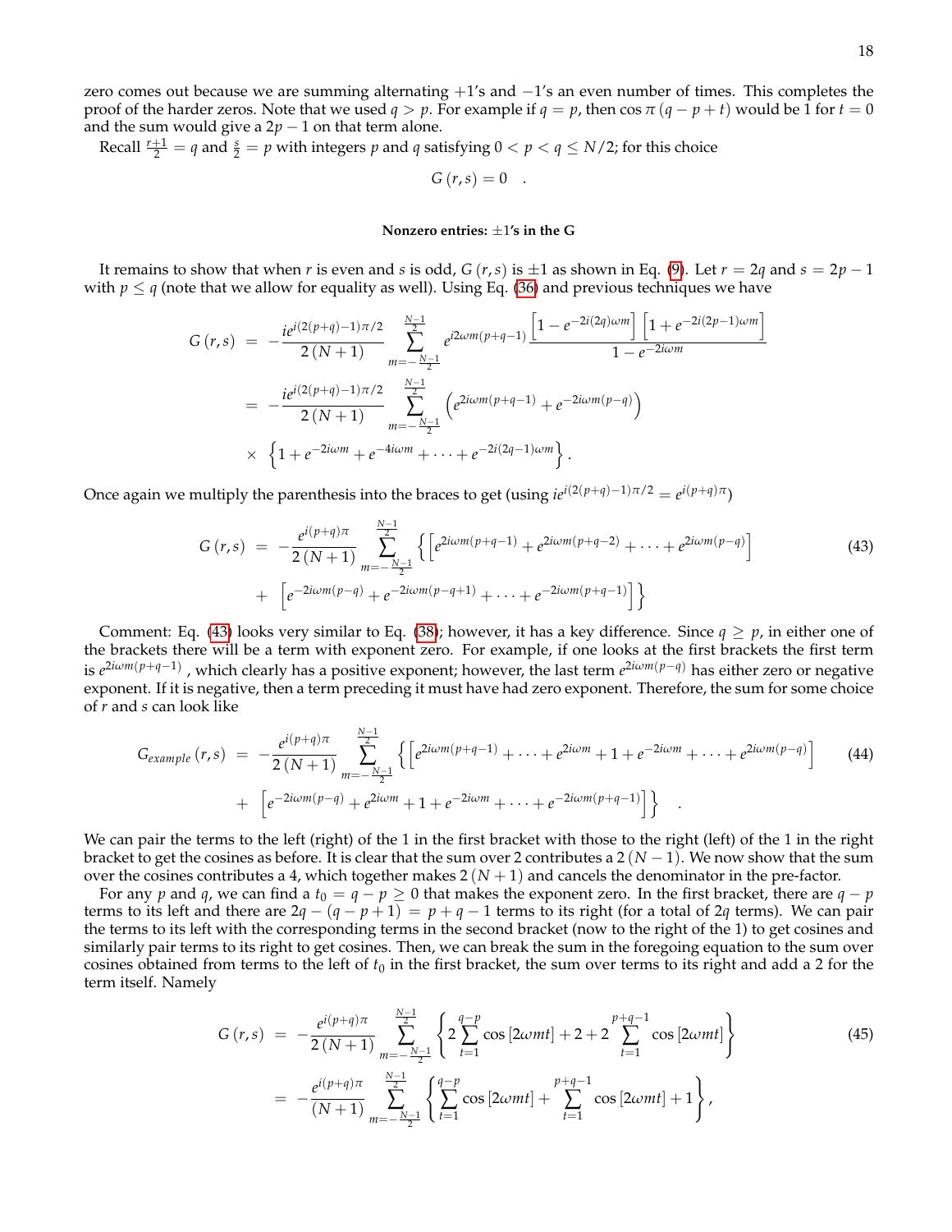zero comes out because we are summing alternating $+1$'s and $-1$'s an even number of times. This completes the proof of the harder zeros. Note that we used $q > p$. For example if $q = p$, then $\cos \pi (q - p + t)$ would be 1 for $t = 0$ and the sum would give a $2p - 1$ on that term alone.

Recall $\frac{r+1}{2} = q$ and $\frac{s}{2} = p$ with integers $p$ and $q$ satisfying $0 < p < q \leq N/2$; for this choice

$$G(r, s) = 0 \quad .$$

#### Nonzero entries: $\pm 1$'s in the G

It remains to show that when $r$ is even and $s$ is odd, $G(r, s)$ is $\pm 1$ as shown in Eq. (9). Let $r = 2q$ and $s = 2p - 1$ with $p \leq q$ (note that we allow for equality as well). Using Eq. (36) and previous techniques we have

$$
\begin{aligned}
G(r, s) &= -\frac{i e^{i(2(p+q)-1)\pi/2}}{2(N+1)} \sum_{m=-\frac{N-1}{2}}^{\frac{N-1}{2}} e^{i2\omega m(p+q-1)} \frac{\left[1 - e^{-2i(2q)\omega m}\right]\left[1 + e^{-2i(2p-1)\omega m}\right]}{1 - e^{-2i\omega m}} \\
&= -\frac{i e^{i(2(p+q)-1)\pi/2}}{2(N+1)} \sum_{m=-\frac{N-1}{2}}^{\frac{N-1}{2}} \left(e^{2i\omega m(p+q-1)} + e^{-2i\omega m(p-q)}\right) \\
&\quad \times \left\{1 + e^{-2i\omega m} + e^{-4i\omega m} + \cdots + e^{-2i(2q-1)\omega m}\right\}.
\end{aligned}
$$

Once again we multiply the parenthesis into the braces to get (using $i e^{i(2(p+q)-1)\pi/2} = e^{i(p+q)\pi}$)

$$
\begin{aligned}
G(r, s) &= -\frac{e^{i(p+q)\pi}}{2(N+1)} \sum_{m=-\frac{N-1}{2}}^{\frac{N-1}{2}} \left\{\left[e^{2i\omega m(p+q-1)} + e^{2i\omega m(p+q-2)} + \cdots + e^{2i\omega m(p-q)}\right]\right. \\
&\quad + \left.\left[e^{-2i\omega m(p-q)} + e^{-2i\omega m(p-q+1)} + \cdots + e^{-2i\omega m(p+q-1)}\right]\right\}
\end{aligned}
\tag{43}
$$

Comment: Eq. (43) looks very similar to Eq. (38); however, it has a key difference. Since $q \geq p$, in either one of the brackets there will be a term with exponent zero. For example, if one looks at the first brackets the first term is $e^{2i\omega m(p+q-1)}$ , which clearly has a positive exponent; however, the last term $e^{2i\omega m(p-q)}$ has either zero or negative exponent. If it is negative, then a term preceding it must have had zero exponent. Therefore, the sum for some choice of $r$ and $s$ can look like

$$
\begin{aligned}
G_{example}(r, s) &= -\frac{e^{i(p+q)\pi}}{2(N+1)} \sum_{m=-\frac{N-1}{2}}^{\frac{N-1}{2}} \left\{\left[e^{2i\omega m(p+q-1)} + \cdots + e^{2i\omega m} + 1 + e^{-2i\omega m} + \cdots + e^{2i\omega m(p-q)}\right]\right. \\
&\quad + \left.\left[e^{-2i\omega m(p-q)} + e^{2i\omega m} + 1 + e^{-2i\omega m} + \cdots + e^{-2i\omega m(p+q-1)}\right]\right\} \quad .
\end{aligned}
\tag{44}
$$

We can pair the terms to the left (right) of the 1 in the first bracket with those to the right (left) of the 1 in the right bracket to get the cosines as before. It is clear that the sum over 2 contributes a $2(N-1)$. We now show that the sum over the cosines contributes a 4, which together makes $2(N+1)$ and cancels the denominator in the pre-factor.

For any $p$ and $q$, we can find a $t_0 = q - p \geq 0$ that makes the exponent zero. In the first bracket, there are $q - p$ terms to its left and there are $2q - (q - p + 1) = p + q - 1$ terms to its right (for a total of $2q$ terms). We can pair the terms to its left with the corresponding terms in the second bracket (now to the right of the 1) to get cosines and similarly pair terms to its right to get cosines. Then, we can break the sum in the foregoing equation to the sum over cosines obtained from terms to the left of $t_0$ in the first bracket, the sum over terms to its right and add a 2 for the term itself. Namely

$$
\begin{aligned}
G(r, s) &= -\frac{e^{i(p+q)\pi}}{2(N+1)} \sum_{m=-\frac{N-1}{2}}^{\frac{N-1}{2}} \left\{2\sum_{t=1}^{q-p} \cos[2\omega m t] + 2 + 2\sum_{t=1}^{p+q-1} \cos[2\omega m t]\right\} \\
&= -\frac{e^{i(p+q)\pi}}{(N+1)} \sum_{m=-\frac{N-1}{2}}^{\frac{N-1}{2}} \left\{\sum_{t=1}^{q-p} \cos[2\omega m t] + \sum_{t=1}^{p+q-1} \cos[2\omega m t] + 1\right\},
\end{aligned}
\tag{45}
$$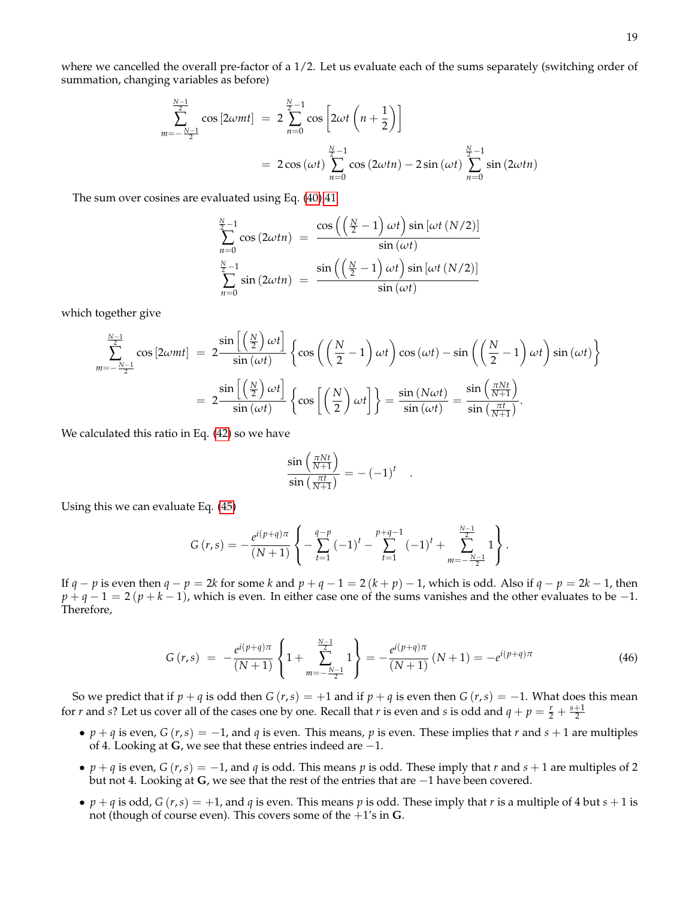where we cancelled the overall pre-factor of a 1/2. Let us evaluate each of the sums separately (switching order of summation, changing variables as before)

$$
\begin{aligned}
\sum_{m=-\frac{N-1}{2}}^{\frac{N-1}{2}} \cos\left[2\omega m t\right] &= 2\sum_{n=0}^{\frac{N}{2}-1} \cos\left[2\omega t\left(n+\frac{1}{2}\right)\right] \\
&= 2\cos\left(\omega t\right)\sum_{n=0}^{\frac{N}{2}-1}\cos\left(2\omega t n\right) - 2\sin\left(\omega t\right)\sum_{n=0}^{\frac{N}{2}-1}\sin\left(2\omega t n\right)
\end{aligned}
$$

The sum over cosines are evaluated using Eq. (40),41

$$
\begin{aligned}
\sum_{n=0}^{\frac{N}{2}-1}\cos\left(2\omega t n\right) &= \frac{\cos\left(\left(\frac{N}{2}-1\right)\omega t\right)\sin\left[\omega t\left(N/2\right)\right]}{\sin\left(\omega t\right)} \\
\sum_{n=0}^{\frac{N}{2}-1}\sin\left(2\omega t n\right) &= \frac{\sin\left(\left(\frac{N}{2}-1\right)\omega t\right)\sin\left[\omega t\left(N/2\right)\right]}{\sin\left(\omega t\right)}
\end{aligned}
$$

which together give

$$
\begin{aligned}
\sum_{m=-\frac{N-1}{2}}^{\frac{N-1}{2}} \cos\left[2\omega m t\right] &= 2\frac{\sin\left[\left(\frac{N}{2}\right)\omega t\right]}{\sin\left(\omega t\right)}\left\{\cos\left(\left(\frac{N}{2}-1\right)\omega t\right)\cos\left(\omega t\right) - \sin\left(\left(\frac{N}{2}-1\right)\omega t\right)\sin\left(\omega t\right)\right\} \\
&= 2\frac{\sin\left[\left(\frac{N}{2}\right)\omega t\right]}{\sin\left(\omega t\right)}\left\{\cos\left[\left(\frac{N}{2}\right)\omega t\right]\right\} = \frac{\sin\left(N\omega t\right)}{\sin\left(\omega t\right)} = \frac{\sin\left(\frac{\pi N t}{N+1}\right)}{\sin\left(\frac{\pi t}{N+1}\right)}.
\end{aligned}
$$

We calculated this ratio in Eq. (42) so we have

$$
\frac{\sin\left(\frac{\pi N t}{N+1}\right)}{\sin\left(\frac{\pi t}{N+1}\right)} = -\left(-1\right)^{t} \quad .
$$

Using this we can evaluate Eq. (45)

$$
G\left(r,s\right) = -\frac{e^{i(p+q)\pi}}{(N+1)}\left\{-\sum_{t=1}^{q-p}\left(-1\right)^{t} - \sum_{t=1}^{p+q-1}\left(-1\right)^{t} + \sum_{m=-\frac{N-1}{2}}^{\frac{N-1}{2}} 1\right\}.
$$

If $q-p$ is even then $q-p=2k$ for some $k$ and $p+q-1=2\left(k+p\right)-1$, which is odd. Also if $q-p=2k-1$, then $p+q-1=2\left(p+k-1\right)$, which is even. In either case one of the sums vanishes and the other evaluates to be $-1$. Therefore,

$$
G\left(r,s\right) = -\frac{e^{i(p+q)\pi}}{(N+1)}\left\{1+\sum_{m=-\frac{N-1}{2}}^{\frac{N-1}{2}} 1\right\} = -\frac{e^{i(p+q)\pi}}{(N+1)}\left(N+1\right) = -e^{i(p+q)\pi} \tag{46}
$$

So we predict that if $p+q$ is odd then $G\left(r,s\right)=+1$ and if $p+q$ is even then $G\left(r,s\right)=-1$. What does this mean for $r$ and $s$? Let us cover all of the cases one by one. Recall that $r$ is even and $s$ is odd and $q+p=\frac{r}{2}+\frac{s+1}{2}$

- $p+q$ is even, $G\left(r,s\right)=-1$, and $q$ is even. This means, $p$ is even. These implies that $r$ and $s+1$ are multiples of 4. Looking at $\mathbf{G}$, we see that these entries indeed are $-1$.
- $p+q$ is even, $G\left(r,s\right)=-1$, and $q$ is odd. This means $p$ is odd. These imply that $r$ and $s+1$ are multiples of 2 but not 4. Looking at $\mathbf{G}$, we see that the rest of the entries that are $-1$ have been covered.
- $p+q$ is odd, $G\left(r,s\right)=+1$, and $q$ is even. This means $p$ is odd. These imply that $r$ is a multiple of 4 but $s+1$ is not (though of course even). This covers some of the $+1$'s in $\mathbf{G}$.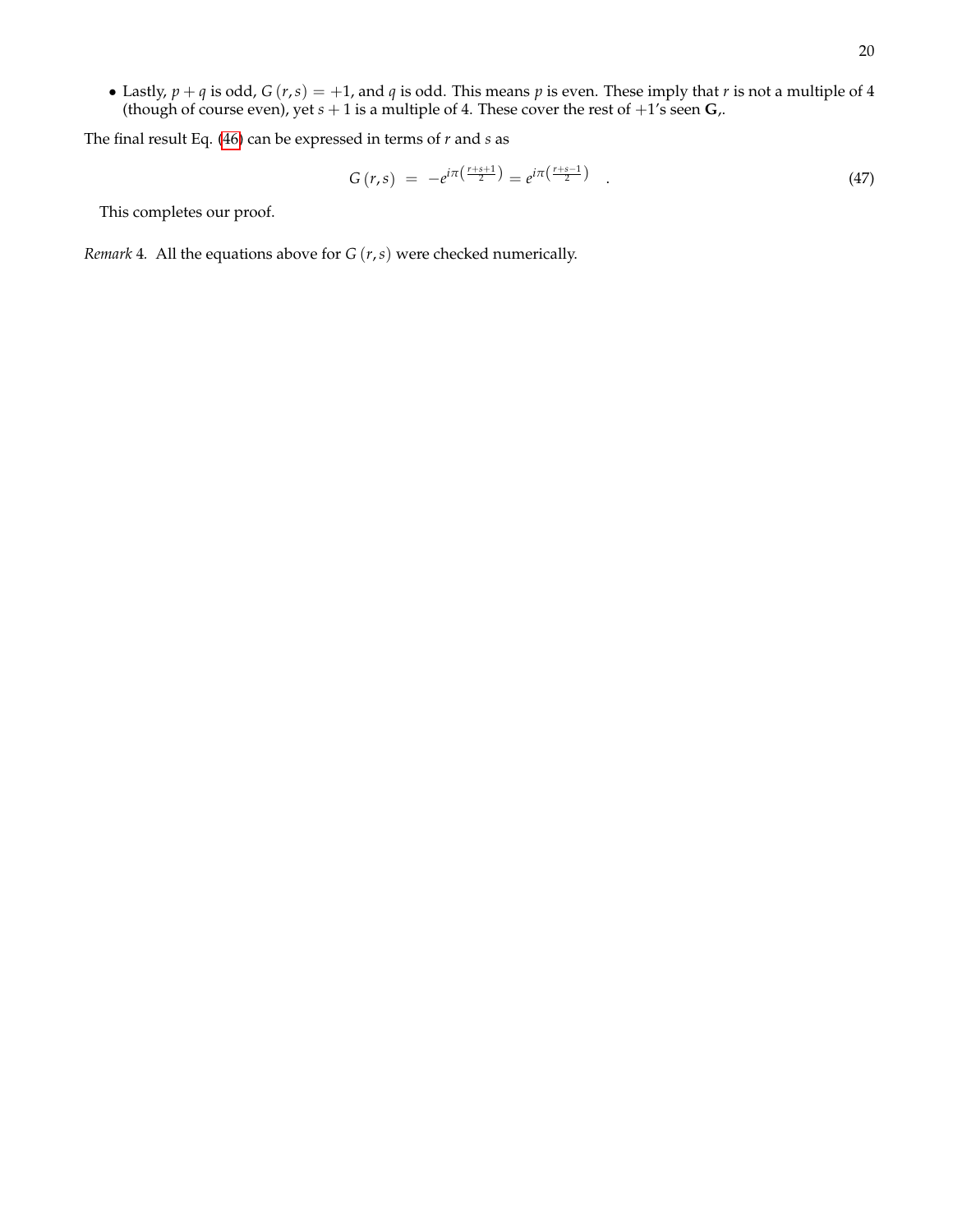- Lastly, $p+q$ is odd, $G(r,s)=+1$, and $q$ is odd. This means $p$ is even. These imply that $r$ is not a multiple of 4 (though of course even), yet $s+1$ is a multiple of 4. These cover the rest of $+1$'s seen $\mathbf{G}_r$.

The final result Eq. (46) can be expressed in terms of $r$ and $s$ as

$$G(r,s) \;=\; -e^{i\pi\left(\frac{r+s+1}{2}\right)} = e^{i\pi\left(\frac{r+s-1}{2}\right)} \quad . \tag{47}$$

This completes our proof.

*Remark* 4. All the equations above for $G(r,s)$ were checked numerically.